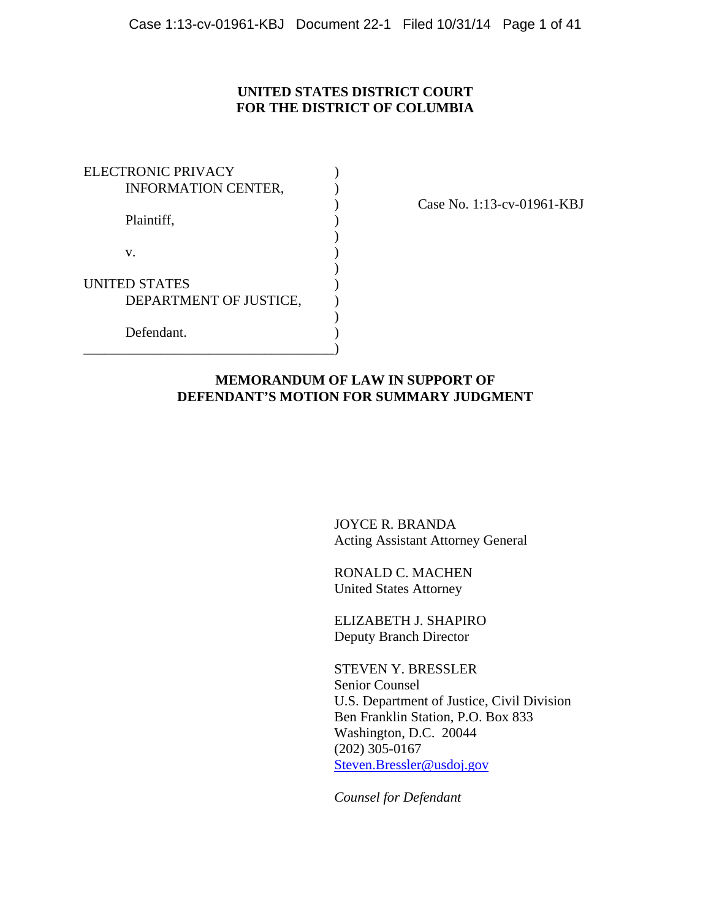**UNITED STATES DISTRICT COURT**
**FOR THE DISTRICT OF COLUMBIA**

| | | |
|---|---|---|
| ELECTRONIC PRIVACY INFORMATION CENTER, | ) | |
| Plaintiff, | ) | Case No. 1:13-cv-01961-KBJ |
| v. | ) | |
| UNITED STATES DEPARTMENT OF JUSTICE, | ) | |
| Defendant. | ) | |

**MEMORANDUM OF LAW IN SUPPORT OF DEFENDANT'S MOTION FOR SUMMARY JUDGMENT**

JOYCE R. BRANDA
Acting Assistant Attorney General

RONALD C. MACHEN
United States Attorney

ELIZABETH J. SHAPIRO
Deputy Branch Director

STEVEN Y. BRESSLER
Senior Counsel
U.S. Department of Justice, Civil Division
Ben Franklin Station, P.O. Box 833
Washington, D.C. 20044
(202) 305-0167
Steven.Bressler@usdoj.gov

*Counsel for Defendant*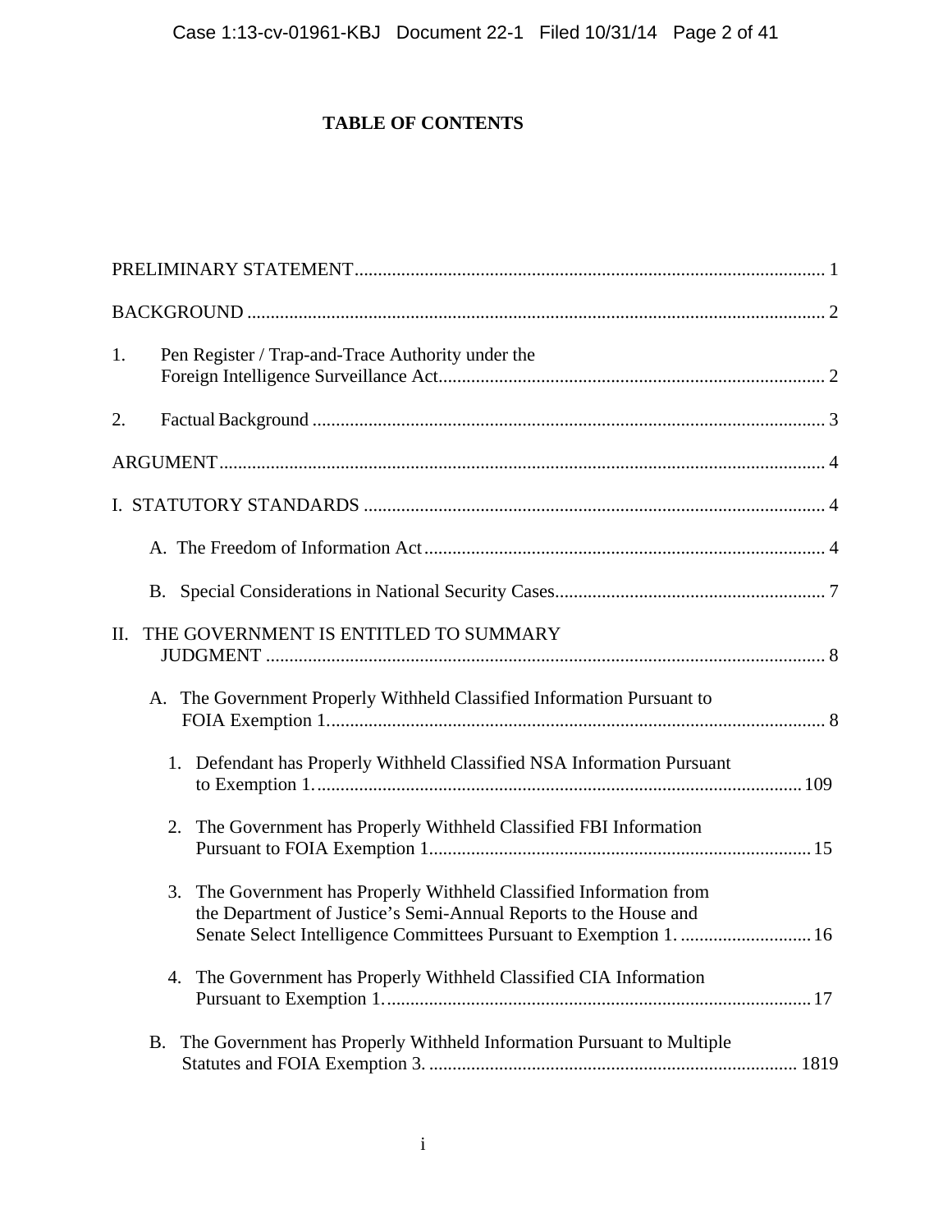# TABLE OF CONTENTS

PRELIMINARY STATEMENT .................................................................................................... 1

BACKGROUND ........................................................................................................................... 2

1. Pen Register / Trap-and-Trace Authority under the Foreign Intelligence Surveillance Act .................................................................................. 2

2. Factual Background ............................................................................................................. 3

ARGUMENT ................................................................................................................................. 4

I. STATUTORY STANDARDS .................................................................................................. 4

   A. The Freedom of Information Act ...................................................................................... 4

   B. Special Considerations in National Security Cases .......................................................... 7

II. THE GOVERNMENT IS ENTITLED TO SUMMARY JUDGMENT ....................................................................................................................... 8

   A. The Government Properly Withheld Classified Information Pursuant to FOIA Exemption 1 ........................................................................................................... 8

      1. Defendant has Properly Withheld Classified NSA Information Pursuant to Exemption 1 ......................................................................................................... 109

      2. The Government has Properly Withheld Classified FBI Information Pursuant to FOIA Exemption 1 ................................................................................. 15

      3. The Government has Properly Withheld Classified Information from the Department of Justice's Semi-Annual Reports to the House and Senate Select Intelligence Committees Pursuant to Exemption 1. ............................ 16

      4. The Government has Properly Withheld Classified CIA Information Pursuant to Exemption 1 ........................................................................................... 17

   B. The Government has Properly Withheld Information Pursuant to Multiple Statutes and FOIA Exemption 3. ............................................................................... 1819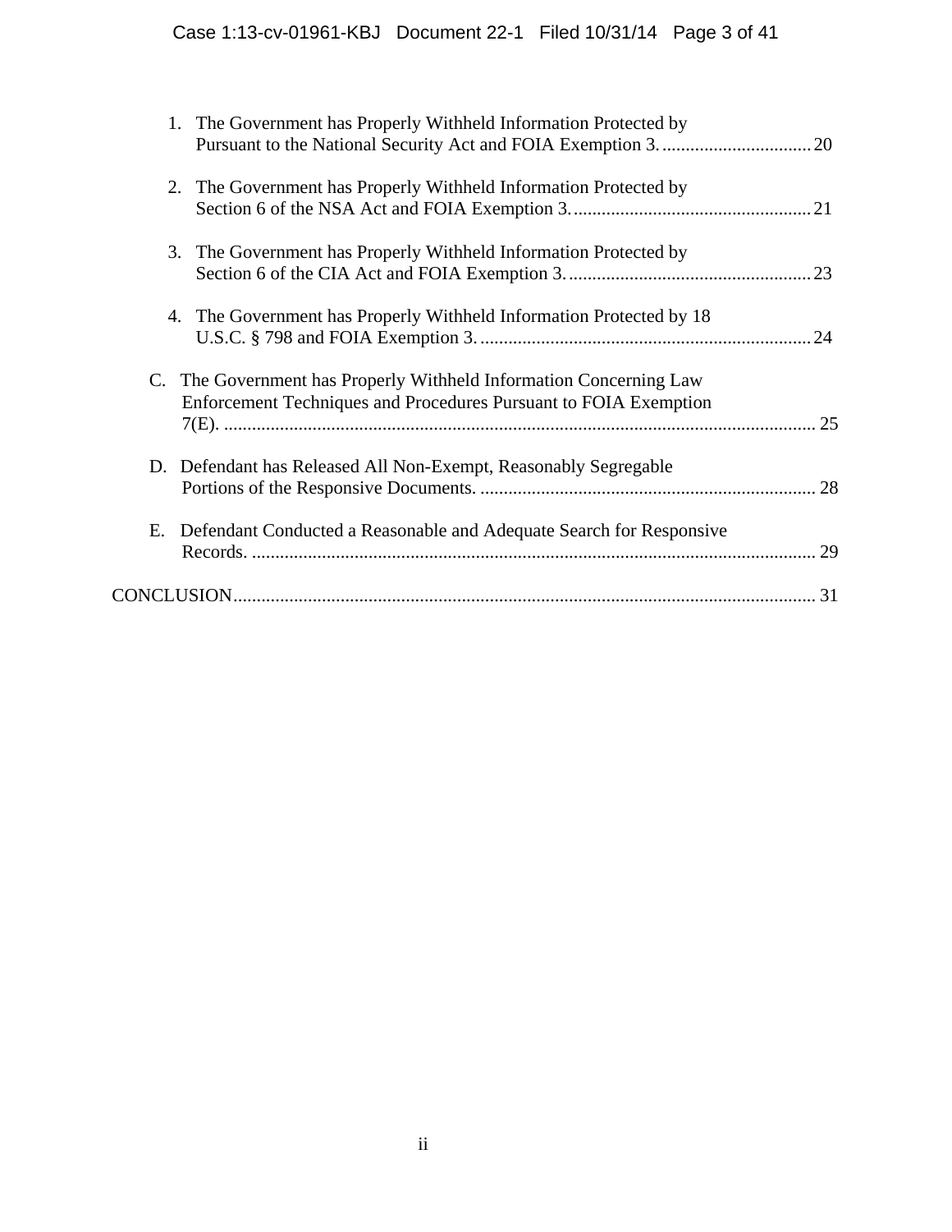1. The Government has Properly Withheld Information Protected by Pursuant to the National Security Act and FOIA Exemption 3. ................................ 20

2. The Government has Properly Withheld Information Protected by Section 6 of the NSA Act and FOIA Exemption 3. ................................................... 21

3. The Government has Properly Withheld Information Protected by Section 6 of the CIA Act and FOIA Exemption 3. .................................................... 23

4. The Government has Properly Withheld Information Protected by 18 U.S.C. § 798 and FOIA Exemption 3. ....................................................................... 24

C. The Government has Properly Withheld Information Concerning Law Enforcement Techniques and Procedures Pursuant to FOIA Exemption 7(E). ............................................................................................................... 25

D. Defendant has Released All Non-Exempt, Reasonably Segregable Portions of the Responsive Documents. ........................................................................ 28

E. Defendant Conducted a Reasonable and Adequate Search for Responsive Records. ........................................................................................................... 29

CONCLUSION ............................................................................................................... 31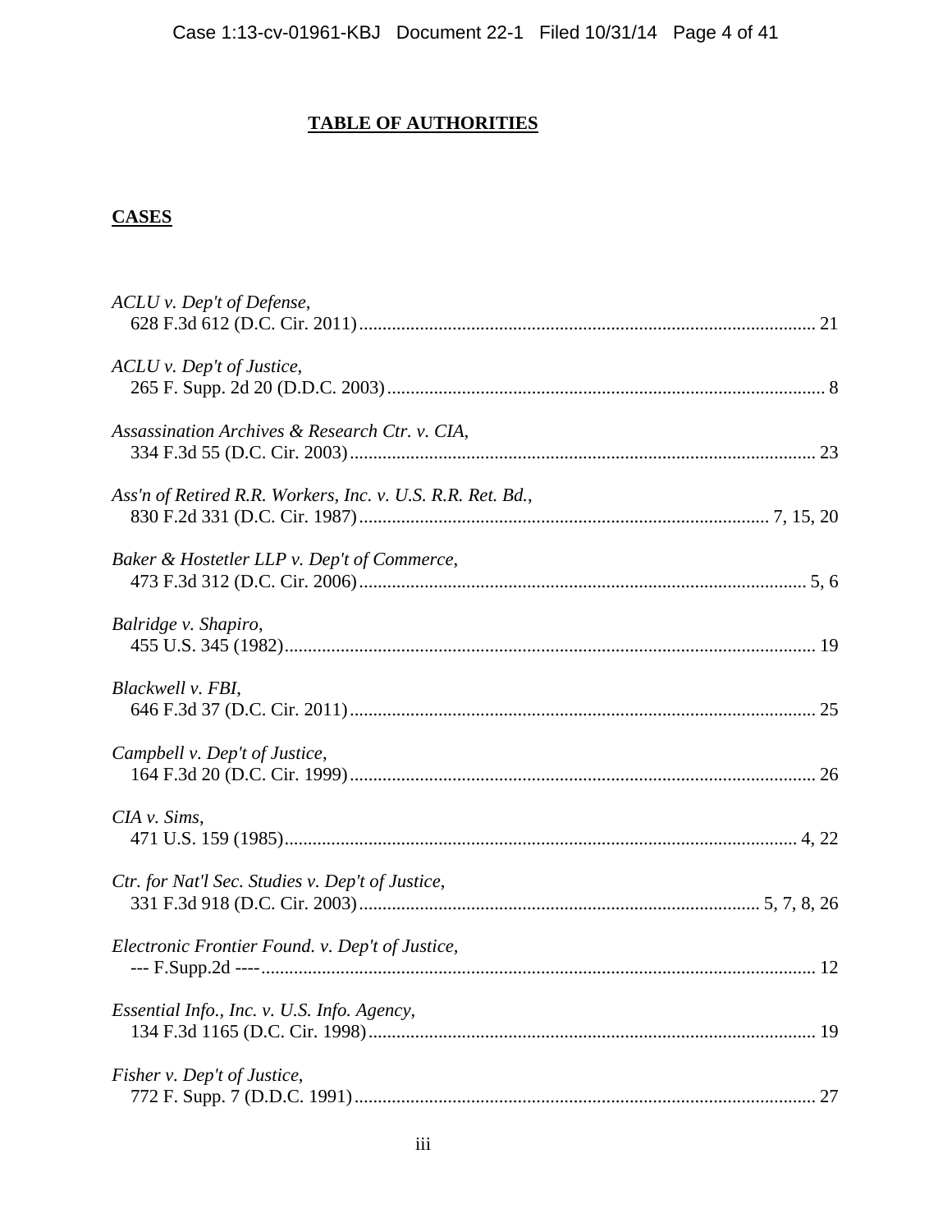# TABLE OF AUTHORITIES

## CASES

*ACLU v. Dep't of Defense*,
628 F.3d 612 (D.C. Cir. 2011) .......... 21

*ACLU v. Dep't of Justice*,
265 F. Supp. 2d 20 (D.D.C. 2003) .......... 8

*Assassination Archives & Research Ctr. v. CIA*,
334 F.3d 55 (D.C. Cir. 2003) .......... 23

*Ass'n of Retired R.R. Workers, Inc. v. U.S. R.R. Ret. Bd.*,
830 F.2d 331 (D.C. Cir. 1987) .......... 7, 15, 20

*Baker & Hostetler LLP v. Dep't of Commerce*,
473 F.3d 312 (D.C. Cir. 2006) .......... 5, 6

*Balridge v. Shapiro*,
455 U.S. 345 (1982) .......... 19

*Blackwell v. FBI*,
646 F.3d 37 (D.C. Cir. 2011) .......... 25

*Campbell v. Dep't of Justice*,
164 F.3d 20 (D.C. Cir. 1999) .......... 26

*CIA v. Sims*,
471 U.S. 159 (1985) .......... 4, 22

*Ctr. for Nat'l Sec. Studies v. Dep't of Justice*,
331 F.3d 918 (D.C. Cir. 2003) .......... 5, 7, 8, 26

*Electronic Frontier Found. v. Dep't of Justice*,
--- F.Supp.2d ---- .......... 12

*Essential Info., Inc. v. U.S. Info. Agency*,
134 F.3d 1165 (D.C. Cir. 1998) .......... 19

*Fisher v. Dep't of Justice*,
772 F. Supp. 7 (D.D.C. 1991) .......... 27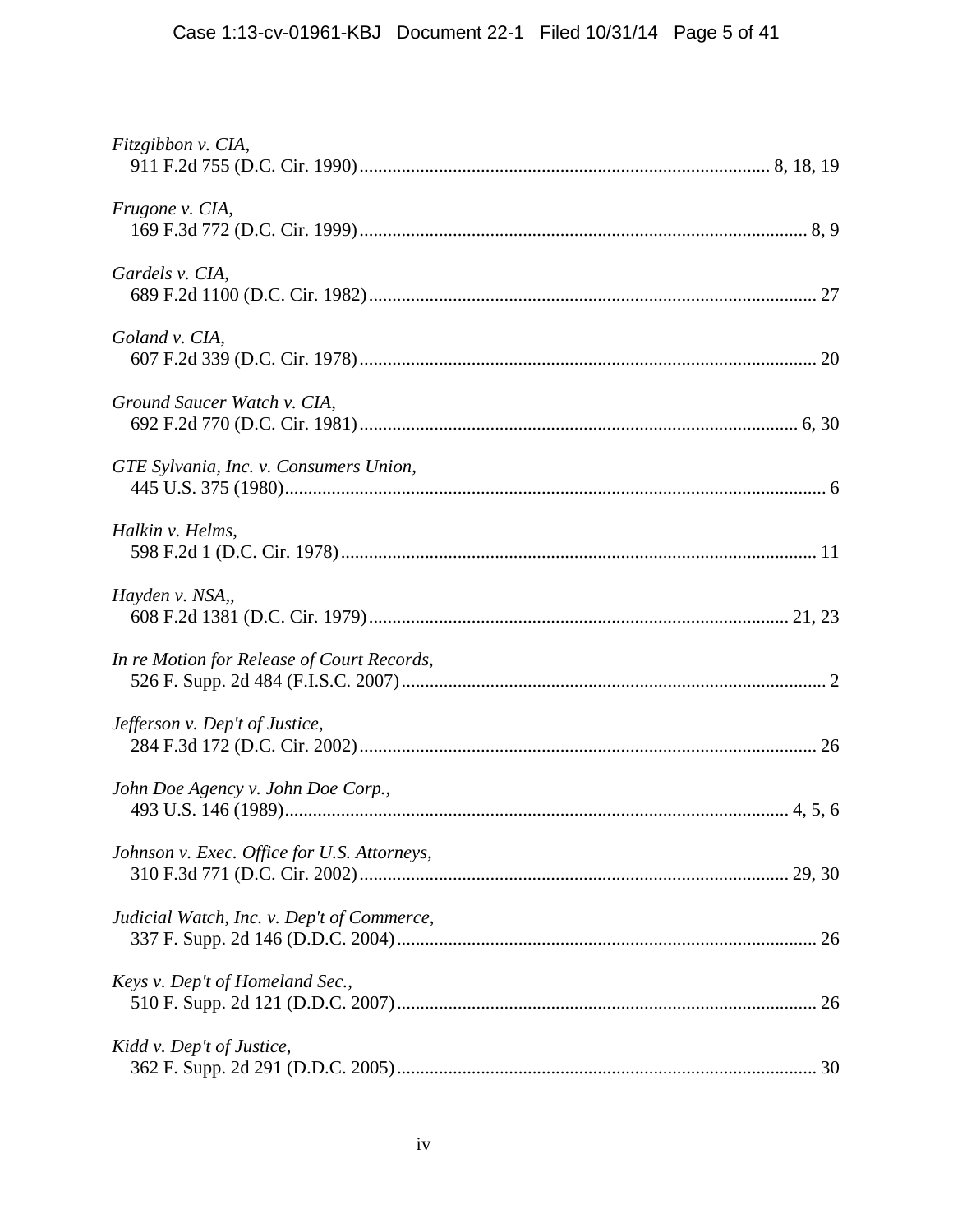*Fitzgibbon v. CIA*,
911 F.2d 755 (D.C. Cir. 1990) ........................................................................................ 8, 18, 19

*Frugone v. CIA*,
169 F.3d 772 (D.C. Cir. 1999) ................................................................................................ 8, 9

*Gardels v. CIA*,
689 F.2d 1100 (D.C. Cir. 1982) ................................................................................................ 27

*Goland v. CIA*,
607 F.2d 339 (D.C. Cir. 1978) .................................................................................................. 20

*Ground Saucer Watch v. CIA*,
692 F.2d 770 (D.C. Cir. 1981) .............................................................................................. 6, 30

*GTE Sylvania, Inc. v. Consumers Union*,
445 U.S. 375 (1980) .................................................................................................................... 6

*Halkin v. Helms*,
598 F.2d 1 (D.C. Cir. 1978) ...................................................................................................... 11

*Hayden v. NSA,*,
608 F.2d 1381 (D.C. Cir. 1979) .......................................................................................... 21, 23

*In re Motion for Release of Court Records*,
526 F. Supp. 2d 484 (F.I.S.C. 2007) ........................................................................................... 2

*Jefferson v. Dep't of Justice*,
284 F.3d 172 (D.C. Cir. 2002) .................................................................................................. 26

*John Doe Agency v. John Doe Corp.*,
493 U.S. 146 (1989) ........................................................................................................... 4, 5, 6

*Johnson v. Exec. Office for U.S. Attorneys*,
310 F.3d 771 (D.C. Cir. 2002) ............................................................................................ 29, 30

*Judicial Watch, Inc. v. Dep't of Commerce*,
337 F. Supp. 2d 146 (D.D.C. 2004) .......................................................................................... 26

*Keys v. Dep't of Homeland Sec.*,
510 F. Supp. 2d 121 (D.D.C. 2007) .......................................................................................... 26

*Kidd v. Dep't of Justice*,
362 F. Supp. 2d 291 (D.D.C. 2005) .......................................................................................... 30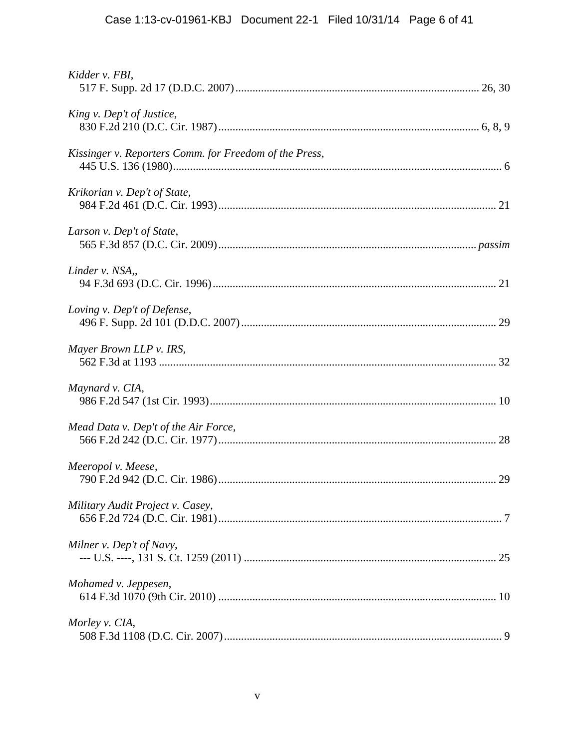*Kidder v. FBI*,
517 F. Supp. 2d 17 (D.D.C. 2007) ........................................................................................ 26, 30

*King v. Dep't of Justice*,
830 F.2d 210 (D.C. Cir. 1987) ........................................................................................ 6, 8, 9

*Kissinger v. Reporters Comm. for Freedom of the Press*,
445 U.S. 136 (1980) ........................................................................................................ 6

*Krikorian v. Dep't of State*,
984 F.2d 461 (D.C. Cir. 1993) ........................................................................................ 21

*Larson v. Dep't of State*,
565 F.3d 857 (D.C. Cir. 2009) ........................................................................................ *passim*

*Linder v. NSA,*,
94 F.3d 693 (D.C. Cir. 1996) ........................................................................................ 21

*Loving v. Dep't of Defense*,
496 F. Supp. 2d 101 (D.D.C. 2007) ........................................................................................ 29

*Mayer Brown LLP v. IRS*,
562 F.3d at 1193 ........................................................................................ 32

*Maynard v. CIA*,
986 F.2d 547 (1st Cir. 1993) ........................................................................................ 10

*Mead Data v. Dep't of the Air Force*,
566 F.2d 242 (D.C. Cir. 1977) ........................................................................................ 28

*Meeropol v. Meese*,
790 F.2d 942 (D.C. Cir. 1986) ........................................................................................ 29

*Military Audit Project v. Casey*,
656 F.2d 724 (D.C. Cir. 1981) ........................................................................................ 7

*Milner v. Dep't of Navy*,
--- U.S. ----, 131 S. Ct. 1259 (2011) ........................................................................................ 25

*Mohamed v. Jeppesen*,
614 F.3d 1070 (9th Cir. 2010) ........................................................................................ 10

*Morley v. CIA*,
508 F.3d 1108 (D.C. Cir. 2007) ........................................................................................ 9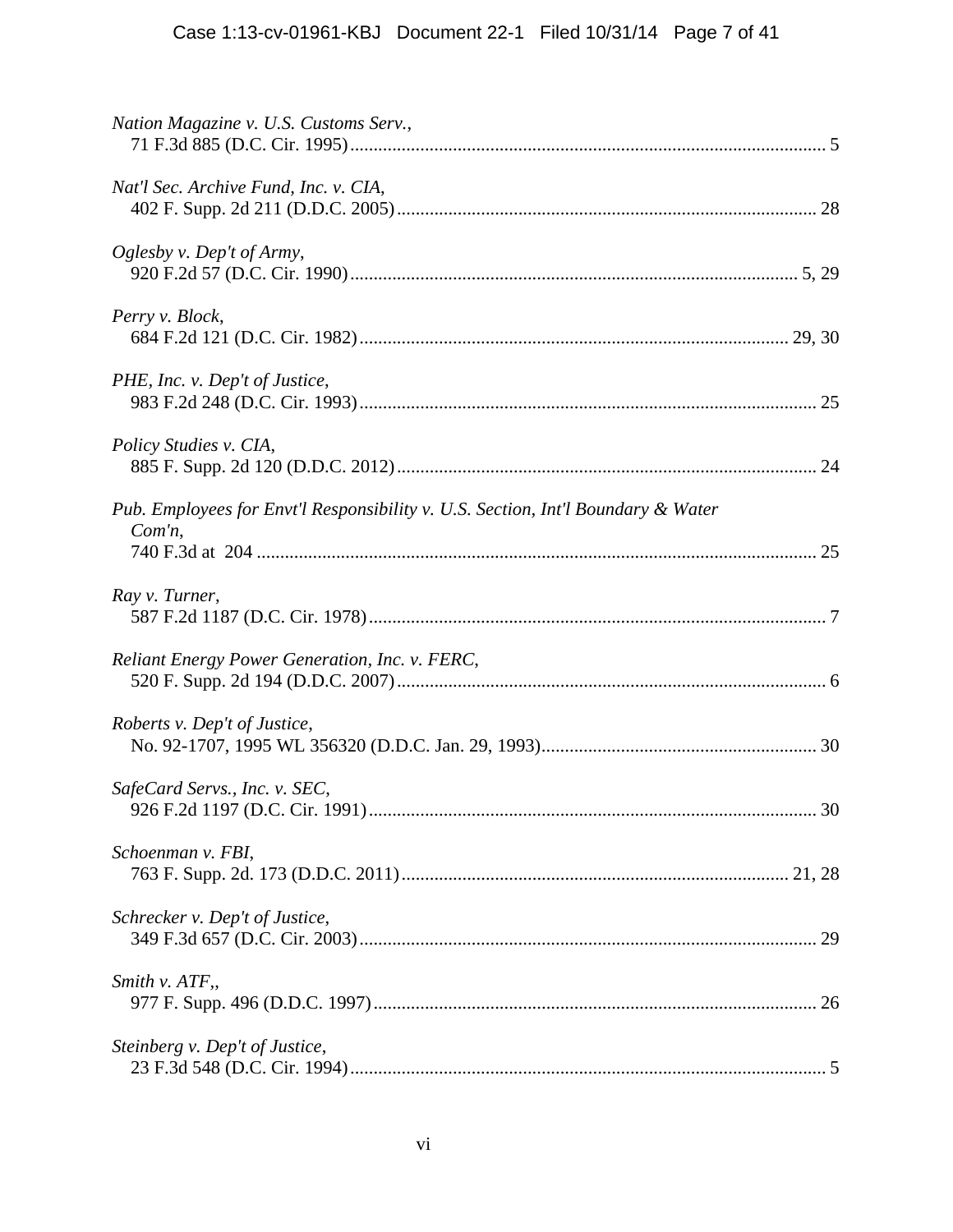*Nation Magazine v. U.S. Customs Serv.*,
71 F.3d 885 (D.C. Cir. 1995)....................................................................................................... 5

*Nat'l Sec. Archive Fund, Inc. v. CIA*,
402 F. Supp. 2d 211 (D.D.C. 2005)......................................................................................... 28

*Oglesby v. Dep't of Army*,
920 F.2d 57 (D.C. Cir. 1990)............................................................................................... 5, 29

*Perry v. Block*,
684 F.2d 121 (D.C. Cir. 1982)........................................................................................... 29, 30

*PHE, Inc. v. Dep't of Justice*,
983 F.2d 248 (D.C. Cir. 1993)................................................................................................. 25

*Policy Studies v. CIA*,
885 F. Supp. 2d 120 (D.D.C. 2012).......................................................................................... 24

*Pub. Employees for Envt'l Responsibility v. U.S. Section, Int'l Boundary & Water Com'n*,
740 F.3d at 204 ........................................................................................................................ 25

*Ray v. Turner*,
587 F.2d 1187 (D.C. Cir. 1978)................................................................................................... 7

*Reliant Energy Power Generation, Inc. v. FERC*,
520 F. Supp. 2d 194 (D.D.C. 2007)............................................................................................ 6

*Roberts v. Dep't of Justice*,
No. 92-1707, 1995 WL 356320 (D.D.C. Jan. 29, 1993)........................................................... 30

*SafeCard Servs., Inc. v. SEC*,
926 F.2d 1197 (D.C. Cir. 1991)................................................................................................ 30

*Schoenman v. FBI*,
763 F. Supp. 2d. 173 (D.D.C. 2011).................................................................................... 21, 28

*Schrecker v. Dep't of Justice*,
349 F.3d 657 (D.C. Cir. 2003).................................................................................................. 29

*Smith v. ATF*,,
977 F. Supp. 496 (D.D.C. 1997)............................................................................................... 26

*Steinberg v. Dep't of Justice*,
23 F.3d 548 (D.C. Cir. 1994)...................................................................................................... 5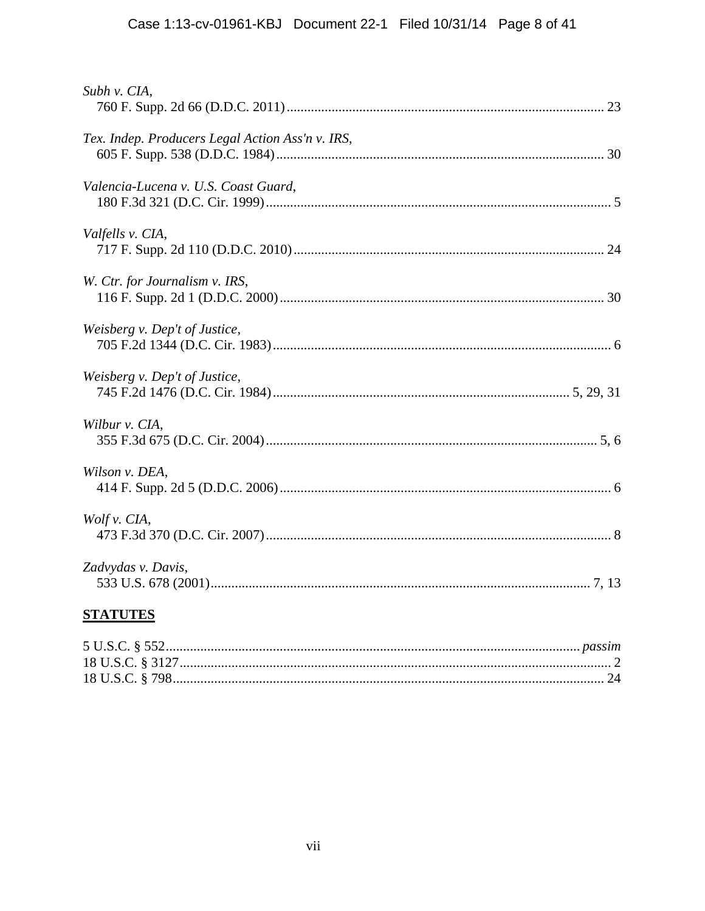*Subh v. CIA*,
760 F. Supp. 2d 66 (D.D.C. 2011) ........................................................................................ 23

*Tex. Indep. Producers Legal Action Ass'n v. IRS*,
605 F. Supp. 538 (D.D.C. 1984) .......................................................................................... 30

*Valencia-Lucena v. U.S. Coast Guard*,
180 F.3d 321 (D.C. Cir. 1999) .............................................................................................. 5

*Valfells v. CIA*,
717 F. Supp. 2d 110 (D.D.C. 2010) ..................................................................................... 24

*W. Ctr. for Journalism v. IRS*,
116 F. Supp. 2d 1 (D.D.C. 2000) ......................................................................................... 30

*Weisberg v. Dep't of Justice*,
705 F.2d 1344 (D.C. Cir. 1983) ............................................................................................. 6

*Weisberg v. Dep't of Justice*,
745 F.2d 1476 (D.C. Cir. 1984) ............................................................................... 5, 29, 31

*Wilbur v. CIA*,
355 F.3d 675 (D.C. Cir. 2004) .......................................................................................... 5, 6

*Wilson v. DEA*,
414 F. Supp. 2d 5 (D.D.C. 2006) ........................................................................................... 6

*Wolf v. CIA*,
473 F.3d 370 (D.C. Cir. 2007) .............................................................................................. 8

*Zadvydas v. Davis*,
533 U.S. 678 (2001) ........................................................................................................ 7, 13

## **STATUTES**

5 U.S.C. § 552 ............................................................................................................ *passim*
18 U.S.C. § 3127 ..................................................................................................................... 2
18 U.S.C. § 798 ..................................................................................................................... 24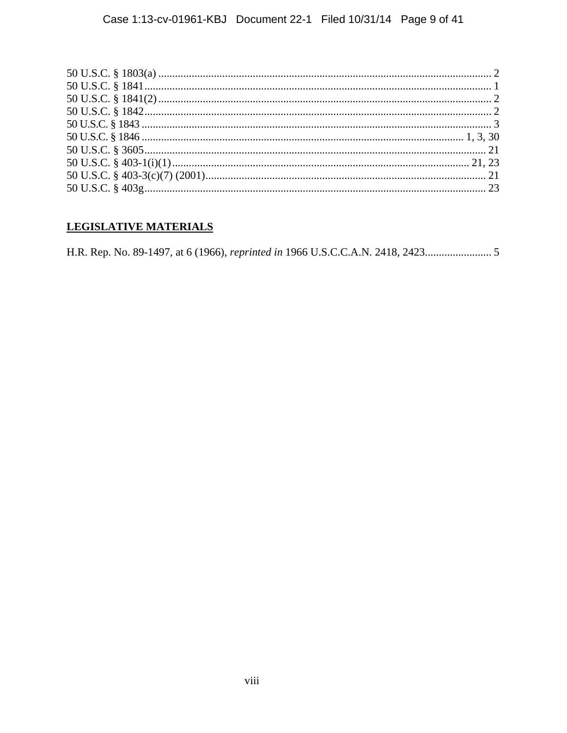50 U.S.C. § 1803(a) ........................................................................................................................ 2
50 U.S.C. § 1841.............................................................................................................................. 1
50 U.S.C. § 1841(2) ......................................................................................................................... 2
50 U.S.C. § 1842.............................................................................................................................. 2
50 U.S.C. § 1843 .............................................................................................................................. 3
50 U.S.C. § 1846 ................................................................................................................... 1, 3, 30
50 U.S.C. § 3605............................................................................................................................ 21
50 U.S.C. § 403-1(i)(1)........................................................................................................... 21, 23
50 U.S.C. § 403-3(c)(7) (2001)...................................................................................................... 21
50 U.S.C. § 403g............................................................................................................................ 23

## LEGISLATIVE MATERIALS

H.R. Rep. No. 89-1497, at 6 (1966), *reprinted in* 1966 U.S.C.C.A.N. 2418, 2423........................ 5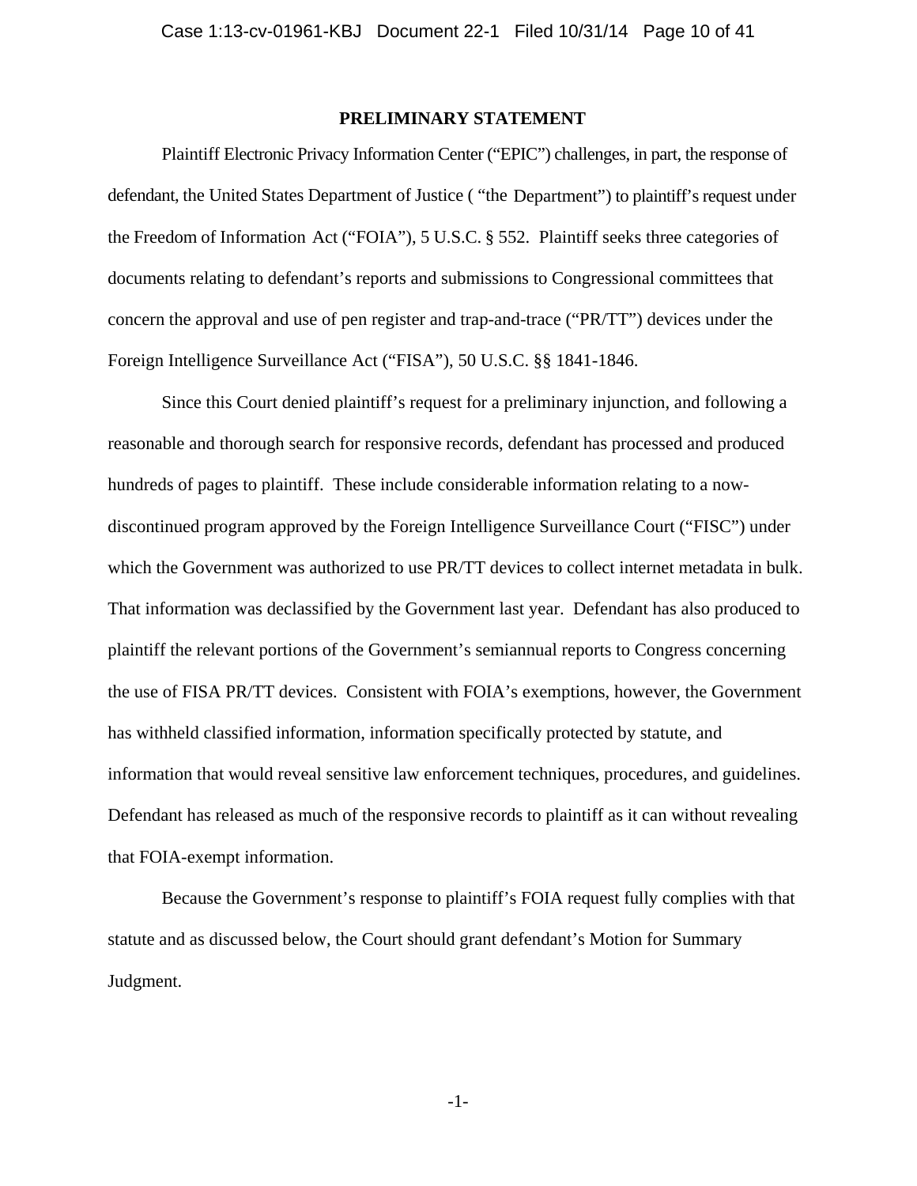## PRELIMINARY STATEMENT

Plaintiff Electronic Privacy Information Center ("EPIC") challenges, in part, the response of defendant, the United States Department of Justice ( "the Department") to plaintiff's request under the Freedom of Information Act ("FOIA"), 5 U.S.C. § 552. Plaintiff seeks three categories of documents relating to defendant's reports and submissions to Congressional committees that concern the approval and use of pen register and trap-and-trace ("PR/TT") devices under the Foreign Intelligence Surveillance Act ("FISA"), 50 U.S.C. §§ 1841-1846.

Since this Court denied plaintiff's request for a preliminary injunction, and following a reasonable and thorough search for responsive records, defendant has processed and produced hundreds of pages to plaintiff. These include considerable information relating to a now-discontinued program approved by the Foreign Intelligence Surveillance Court ("FISC") under which the Government was authorized to use PR/TT devices to collect internet metadata in bulk. That information was declassified by the Government last year. Defendant has also produced to plaintiff the relevant portions of the Government's semiannual reports to Congress concerning the use of FISA PR/TT devices. Consistent with FOIA's exemptions, however, the Government has withheld classified information, information specifically protected by statute, and information that would reveal sensitive law enforcement techniques, procedures, and guidelines. Defendant has released as much of the responsive records to plaintiff as it can without revealing that FOIA-exempt information.

Because the Government's response to plaintiff's FOIA request fully complies with that statute and as discussed below, the Court should grant defendant's Motion for Summary Judgment.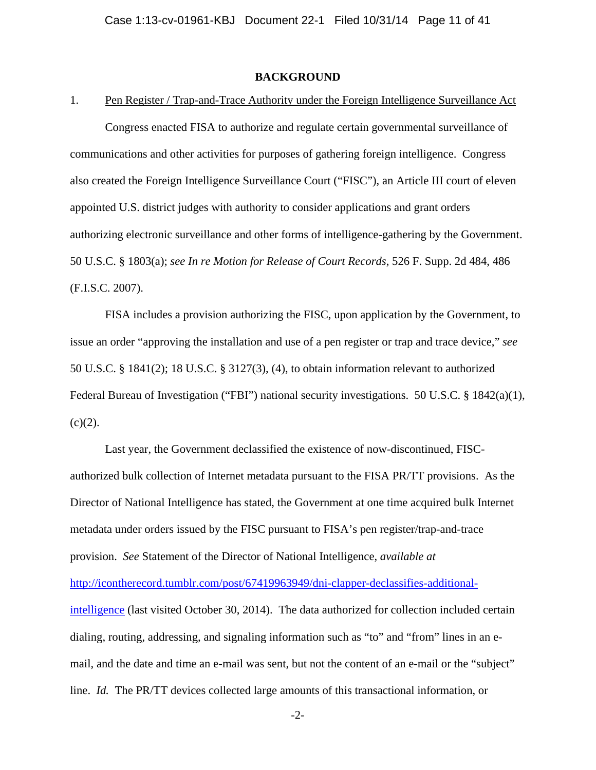## BACKGROUND

1. Pen Register / Trap-and-Trace Authority under the Foreign Intelligence Surveillance Act

Congress enacted FISA to authorize and regulate certain governmental surveillance of communications and other activities for purposes of gathering foreign intelligence. Congress also created the Foreign Intelligence Surveillance Court ("FISC"), an Article III court of eleven appointed U.S. district judges with authority to consider applications and grant orders authorizing electronic surveillance and other forms of intelligence-gathering by the Government. 50 U.S.C. § 1803(a); *see In re Motion for Release of Court Records*, 526 F. Supp. 2d 484, 486 (F.I.S.C. 2007).

FISA includes a provision authorizing the FISC, upon application by the Government, to issue an order "approving the installation and use of a pen register or trap and trace device," *see* 50 U.S.C. § 1841(2); 18 U.S.C. § 3127(3), (4), to obtain information relevant to authorized Federal Bureau of Investigation ("FBI") national security investigations. 50 U.S.C. § 1842(a)(1), (c)(2).

Last year, the Government declassified the existence of now-discontinued, FISC-authorized bulk collection of Internet metadata pursuant to the FISA PR/TT provisions. As the Director of National Intelligence has stated, the Government at one time acquired bulk Internet metadata under orders issued by the FISC pursuant to FISA's pen register/trap-and-trace provision. *See* Statement of the Director of National Intelligence, *available at* [http://icontherecord.tumblr.com/post/67419963949/dni-clapper-declassifies-additional-intelligence](http://icontherecord.tumblr.com/post/67419963949/dni-clapper-declassifies-additional-intelligence) (last visited October 30, 2014). The data authorized for collection included certain dialing, routing, addressing, and signaling information such as "to" and "from" lines in an e-mail, and the date and time an e-mail was sent, but not the content of an e-mail or the "subject" line. *Id.* The PR/TT devices collected large amounts of this transactional information, or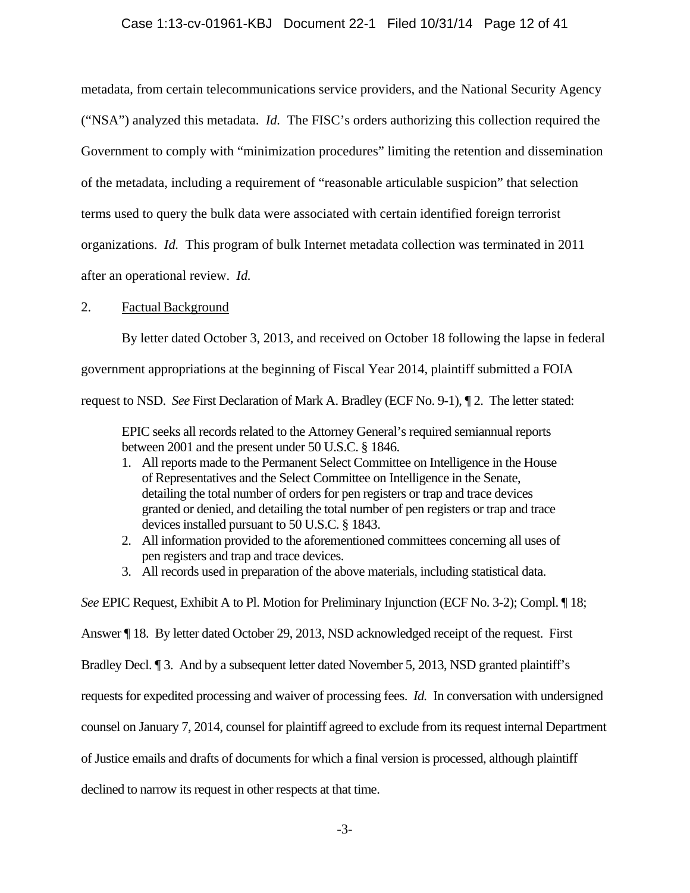metadata, from certain telecommunications service providers, and the National Security Agency ("NSA") analyzed this metadata. *Id.* The FISC's orders authorizing this collection required the Government to comply with "minimization procedures" limiting the retention and dissemination of the metadata, including a requirement of "reasonable articulable suspicion" that selection terms used to query the bulk data were associated with certain identified foreign terrorist organizations. *Id.* This program of bulk Internet metadata collection was terminated in 2011 after an operational review. *Id.*

2. <u>Factual Background</u>

By letter dated October 3, 2013, and received on October 18 following the lapse in federal government appropriations at the beginning of Fiscal Year 2014, plaintiff submitted a FOIA request to NSD. *See* First Declaration of Mark A. Bradley (ECF No. 9-1), ¶ 2. The letter stated:

> EPIC seeks all records related to the Attorney General's required semiannual reports between 2001 and the present under 50 U.S.C. § 1846.
>
> 1. All reports made to the Permanent Select Committee on Intelligence in the House of Representatives and the Select Committee on Intelligence in the Senate, detailing the total number of orders for pen registers or trap and trace devices granted or denied, and detailing the total number of pen registers or trap and trace devices installed pursuant to 50 U.S.C. § 1843.
> 2. All information provided to the aforementioned committees concerning all uses of pen registers and trap and trace devices.
> 3. All records used in preparation of the above materials, including statistical data.

*See* EPIC Request, Exhibit A to Pl. Motion for Preliminary Injunction (ECF No. 3-2); Compl. ¶ 18; Answer ¶ 18. By letter dated October 29, 2013, NSD acknowledged receipt of the request. First Bradley Decl. ¶ 3. And by a subsequent letter dated November 5, 2013, NSD granted plaintiff's requests for expedited processing and waiver of processing fees. *Id.* In conversation with undersigned counsel on January 7, 2014, counsel for plaintiff agreed to exclude from its request internal Department of Justice emails and drafts of documents for which a final version is processed, although plaintiff declined to narrow its request in other respects at that time.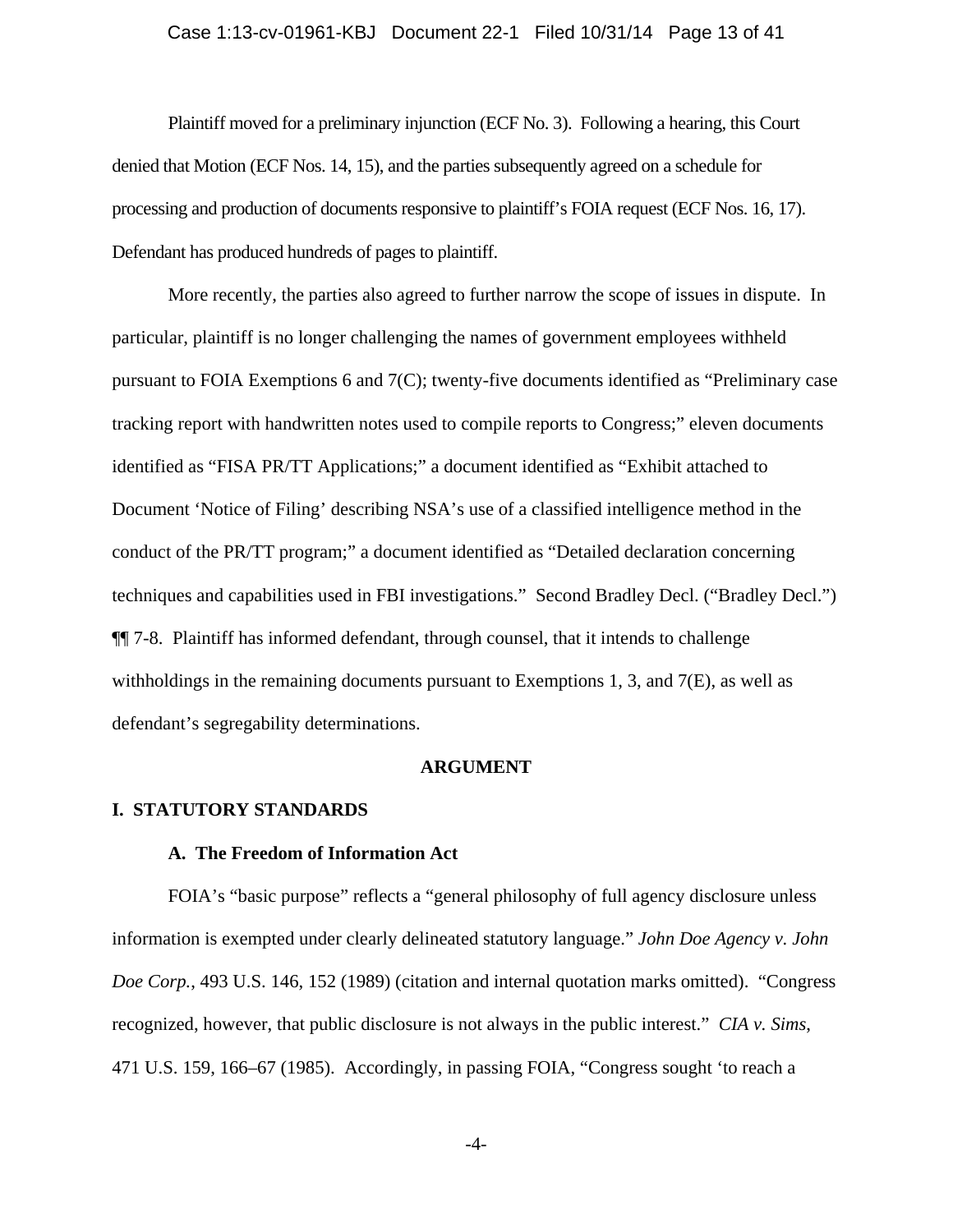Plaintiff moved for a preliminary injunction (ECF No. 3). Following a hearing, this Court denied that Motion (ECF Nos. 14, 15), and the parties subsequently agreed on a schedule for processing and production of documents responsive to plaintiff's FOIA request (ECF Nos. 16, 17). Defendant has produced hundreds of pages to plaintiff.

More recently, the parties also agreed to further narrow the scope of issues in dispute. In particular, plaintiff is no longer challenging the names of government employees withheld pursuant to FOIA Exemptions 6 and 7(C); twenty-five documents identified as "Preliminary case tracking report with handwritten notes used to compile reports to Congress;" eleven documents identified as "FISA PR/TT Applications;" a document identified as "Exhibit attached to Document 'Notice of Filing' describing NSA's use of a classified intelligence method in the conduct of the PR/TT program;" a document identified as "Detailed declaration concerning techniques and capabilities used in FBI investigations." Second Bradley Decl. ("Bradley Decl.") ¶¶ 7-8. Plaintiff has informed defendant, through counsel, that it intends to challenge withholdings in the remaining documents pursuant to Exemptions 1, 3, and 7(E), as well as defendant's segregability determinations.

## ARGUMENT

## I. STATUTORY STANDARDS

### A. The Freedom of Information Act

FOIA's "basic purpose" reflects a "general philosophy of full agency disclosure unless information is exempted under clearly delineated statutory language." *John Doe Agency v. John Doe Corp.*, 493 U.S. 146, 152 (1989) (citation and internal quotation marks omitted). "Congress recognized, however, that public disclosure is not always in the public interest." *CIA v. Sims*, 471 U.S. 159, 166–67 (1985). Accordingly, in passing FOIA, "Congress sought 'to reach a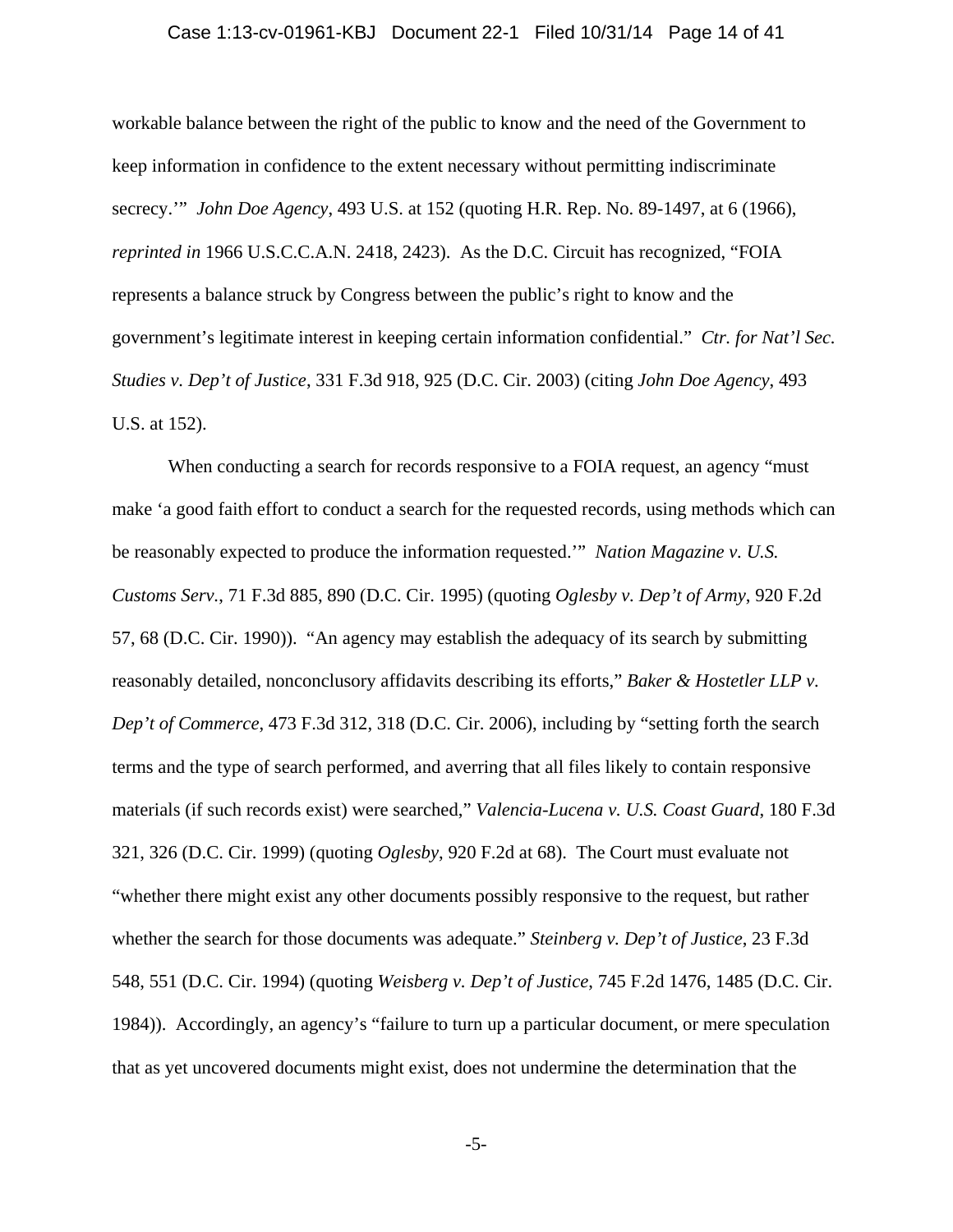workable balance between the right of the public to know and the need of the Government to keep information in confidence to the extent necessary without permitting indiscriminate secrecy.'" *John Doe Agency*, 493 U.S. at 152 (quoting H.R. Rep. No. 89-1497, at 6 (1966), *reprinted in* 1966 U.S.C.C.A.N. 2418, 2423). As the D.C. Circuit has recognized, "FOIA represents a balance struck by Congress between the public's right to know and the government's legitimate interest in keeping certain information confidential." *Ctr. for Nat'l Sec. Studies v. Dep't of Justice*, 331 F.3d 918, 925 (D.C. Cir. 2003) (citing *John Doe Agency*, 493 U.S. at 152).

When conducting a search for records responsive to a FOIA request, an agency "must make 'a good faith effort to conduct a search for the requested records, using methods which can be reasonably expected to produce the information requested.'" *Nation Magazine v. U.S. Customs Serv.*, 71 F.3d 885, 890 (D.C. Cir. 1995) (quoting *Oglesby v. Dep't of Army*, 920 F.2d 57, 68 (D.C. Cir. 1990)). "An agency may establish the adequacy of its search by submitting reasonably detailed, nonconclusory affidavits describing its efforts," *Baker & Hostetler LLP v. Dep't of Commerce*, 473 F.3d 312, 318 (D.C. Cir. 2006), including by "setting forth the search terms and the type of search performed, and averring that all files likely to contain responsive materials (if such records exist) were searched," *Valencia-Lucena v. U.S. Coast Guard*, 180 F.3d 321, 326 (D.C. Cir. 1999) (quoting *Oglesby*, 920 F.2d at 68). The Court must evaluate not "whether there might exist any other documents possibly responsive to the request, but rather whether the search for those documents was adequate." *Steinberg v. Dep't of Justice*, 23 F.3d 548, 551 (D.C. Cir. 1994) (quoting *Weisberg v. Dep't of Justice*, 745 F.2d 1476, 1485 (D.C. Cir. 1984)). Accordingly, an agency's "failure to turn up a particular document, or mere speculation that as yet uncovered documents might exist, does not undermine the determination that the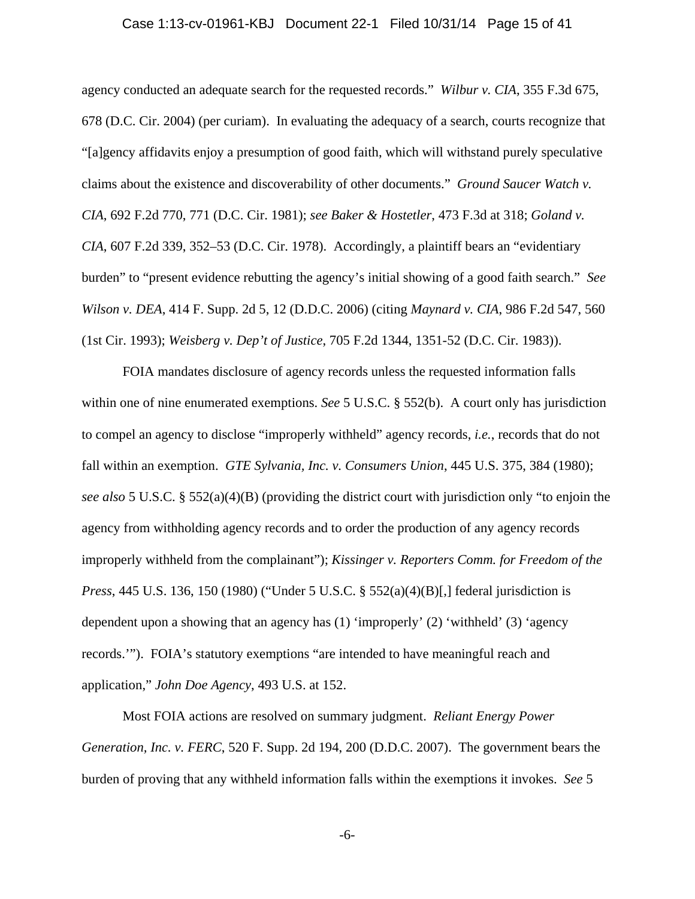agency conducted an adequate search for the requested records." *Wilbur v. CIA*, 355 F.3d 675, 678 (D.C. Cir. 2004) (per curiam). In evaluating the adequacy of a search, courts recognize that "[a]gency affidavits enjoy a presumption of good faith, which will withstand purely speculative claims about the existence and discoverability of other documents." *Ground Saucer Watch v. CIA*, 692 F.2d 770, 771 (D.C. Cir. 1981); *see Baker & Hostetler*, 473 F.3d at 318; *Goland v. CIA*, 607 F.2d 339, 352–53 (D.C. Cir. 1978). Accordingly, a plaintiff bears an "evidentiary burden" to "present evidence rebutting the agency's initial showing of a good faith search." *See Wilson v. DEA*, 414 F. Supp. 2d 5, 12 (D.D.C. 2006) (citing *Maynard v. CIA*, 986 F.2d 547, 560 (1st Cir. 1993); *Weisberg v. Dep't of Justice*, 705 F.2d 1344, 1351-52 (D.C. Cir. 1983)).

FOIA mandates disclosure of agency records unless the requested information falls within one of nine enumerated exemptions. *See* 5 U.S.C. § 552(b). A court only has jurisdiction to compel an agency to disclose "improperly withheld" agency records, *i.e.*, records that do not fall within an exemption. *GTE Sylvania, Inc. v. Consumers Union*, 445 U.S. 375, 384 (1980); *see also* 5 U.S.C. § 552(a)(4)(B) (providing the district court with jurisdiction only "to enjoin the agency from withholding agency records and to order the production of any agency records improperly withheld from the complainant"); *Kissinger v. Reporters Comm. for Freedom of the Press*, 445 U.S. 136, 150 (1980) ("Under 5 U.S.C. § 552(a)(4)(B)[,] federal jurisdiction is dependent upon a showing that an agency has (1) 'improperly' (2) 'withheld' (3) 'agency records.'"). FOIA's statutory exemptions "are intended to have meaningful reach and application," *John Doe Agency*, 493 U.S. at 152.

Most FOIA actions are resolved on summary judgment. *Reliant Energy Power Generation, Inc. v. FERC*, 520 F. Supp. 2d 194, 200 (D.D.C. 2007). The government bears the burden of proving that any withheld information falls within the exemptions it invokes. *See* 5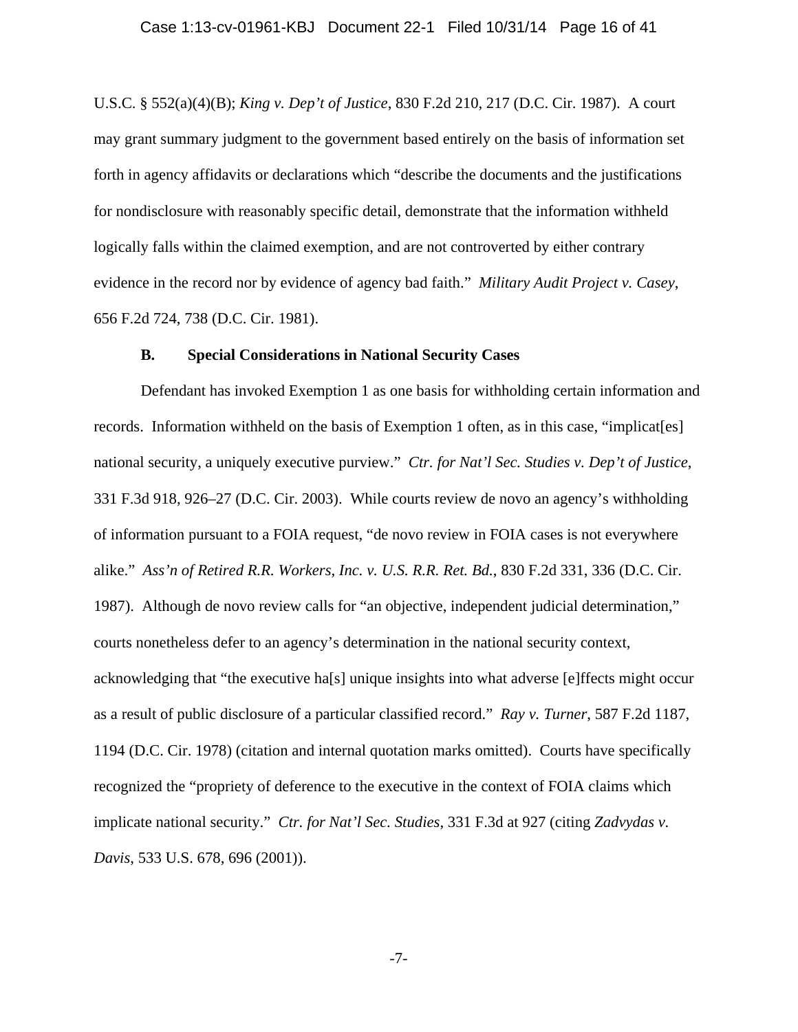U.S.C. § 552(a)(4)(B); *King v. Dep't of Justice*, 830 F.2d 210, 217 (D.C. Cir. 1987). A court may grant summary judgment to the government based entirely on the basis of information set forth in agency affidavits or declarations which "describe the documents and the justifications for nondisclosure with reasonably specific detail, demonstrate that the information withheld logically falls within the claimed exemption, and are not controverted by either contrary evidence in the record nor by evidence of agency bad faith." *Military Audit Project v. Casey*, 656 F.2d 724, 738 (D.C. Cir. 1981).

### B. Special Considerations in National Security Cases

Defendant has invoked Exemption 1 as one basis for withholding certain information and records. Information withheld on the basis of Exemption 1 often, as in this case, "implicat[es] national security, a uniquely executive purview." *Ctr. for Nat'l Sec. Studies v. Dep't of Justice*, 331 F.3d 918, 926–27 (D.C. Cir. 2003). While courts review de novo an agency's withholding of information pursuant to a FOIA request, "de novo review in FOIA cases is not everywhere alike." *Ass'n of Retired R.R. Workers, Inc. v. U.S. R.R. Ret. Bd.*, 830 F.2d 331, 336 (D.C. Cir. 1987). Although de novo review calls for "an objective, independent judicial determination," courts nonetheless defer to an agency's determination in the national security context, acknowledging that "the executive ha[s] unique insights into what adverse [e]ffects might occur as a result of public disclosure of a particular classified record." *Ray v. Turner*, 587 F.2d 1187, 1194 (D.C. Cir. 1978) (citation and internal quotation marks omitted). Courts have specifically recognized the "propriety of deference to the executive in the context of FOIA claims which implicate national security." *Ctr. for Nat'l Sec. Studies*, 331 F.3d at 927 (citing *Zadvydas v. Davis*, 533 U.S. 678, 696 (2001)).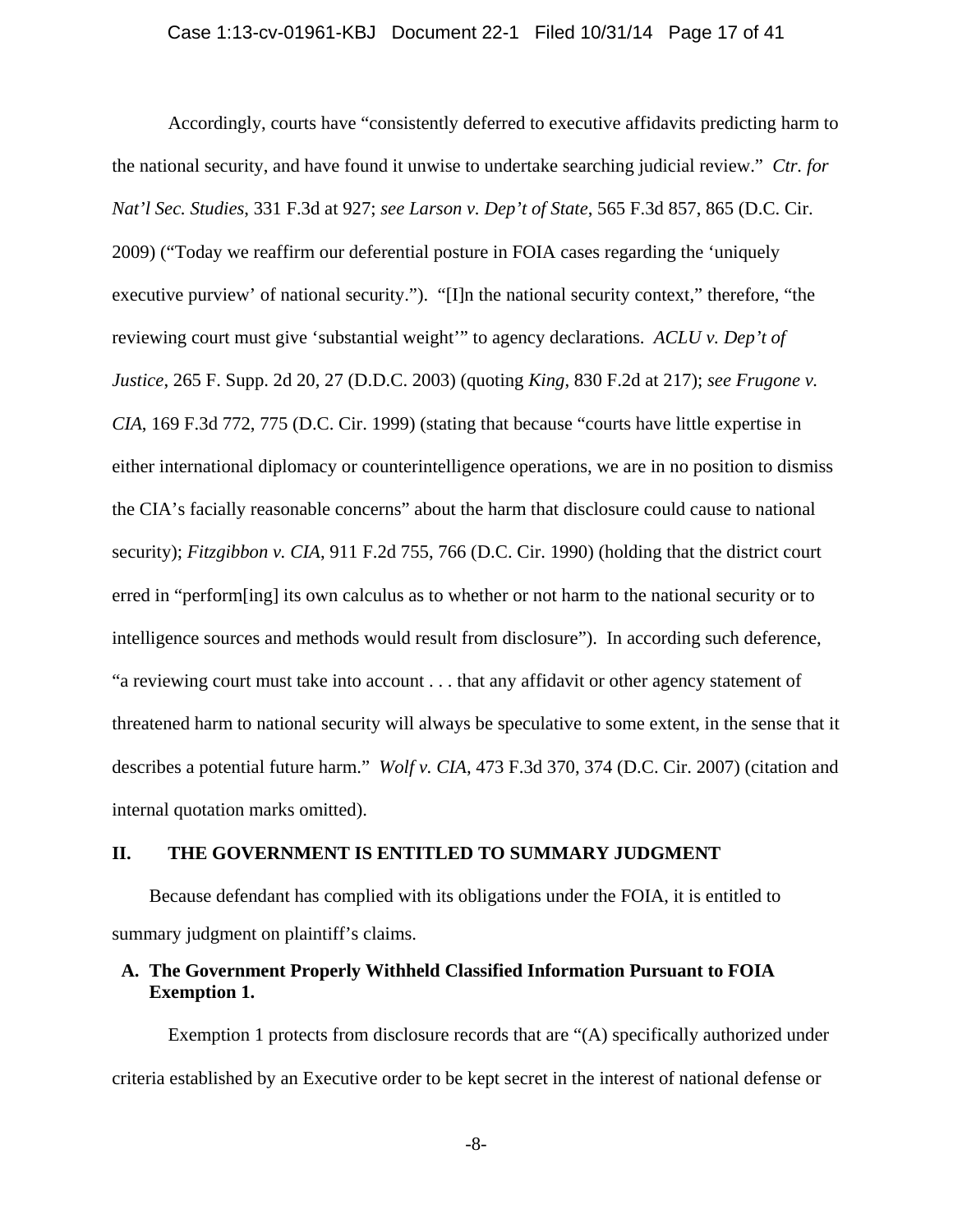Accordingly, courts have "consistently deferred to executive affidavits predicting harm to the national security, and have found it unwise to undertake searching judicial review." *Ctr. for Nat'l Sec. Studies*, 331 F.3d at 927; *see Larson v. Dep't of State*, 565 F.3d 857, 865 (D.C. Cir. 2009) ("Today we reaffirm our deferential posture in FOIA cases regarding the 'uniquely executive purview' of national security."). "[I]n the national security context," therefore, "the reviewing court must give 'substantial weight'" to agency declarations. *ACLU v. Dep't of Justice*, 265 F. Supp. 2d 20, 27 (D.D.C. 2003) (quoting *King*, 830 F.2d at 217); *see Frugone v. CIA*, 169 F.3d 772, 775 (D.C. Cir. 1999) (stating that because "courts have little expertise in either international diplomacy or counterintelligence operations, we are in no position to dismiss the CIA's facially reasonable concerns" about the harm that disclosure could cause to national security); *Fitzgibbon v. CIA*, 911 F.2d 755, 766 (D.C. Cir. 1990) (holding that the district court erred in "perform[ing] its own calculus as to whether or not harm to the national security or to intelligence sources and methods would result from disclosure"). In according such deference, "a reviewing court must take into account . . . that any affidavit or other agency statement of threatened harm to national security will always be speculative to some extent, in the sense that it describes a potential future harm." *Wolf v. CIA*, 473 F.3d 370, 374 (D.C. Cir. 2007) (citation and internal quotation marks omitted).

## II. THE GOVERNMENT IS ENTITLED TO SUMMARY JUDGMENT

Because defendant has complied with its obligations under the FOIA, it is entitled to summary judgment on plaintiff's claims.

### A. The Government Properly Withheld Classified Information Pursuant to FOIA Exemption 1.

Exemption 1 protects from disclosure records that are "(A) specifically authorized under criteria established by an Executive order to be kept secret in the interest of national defense or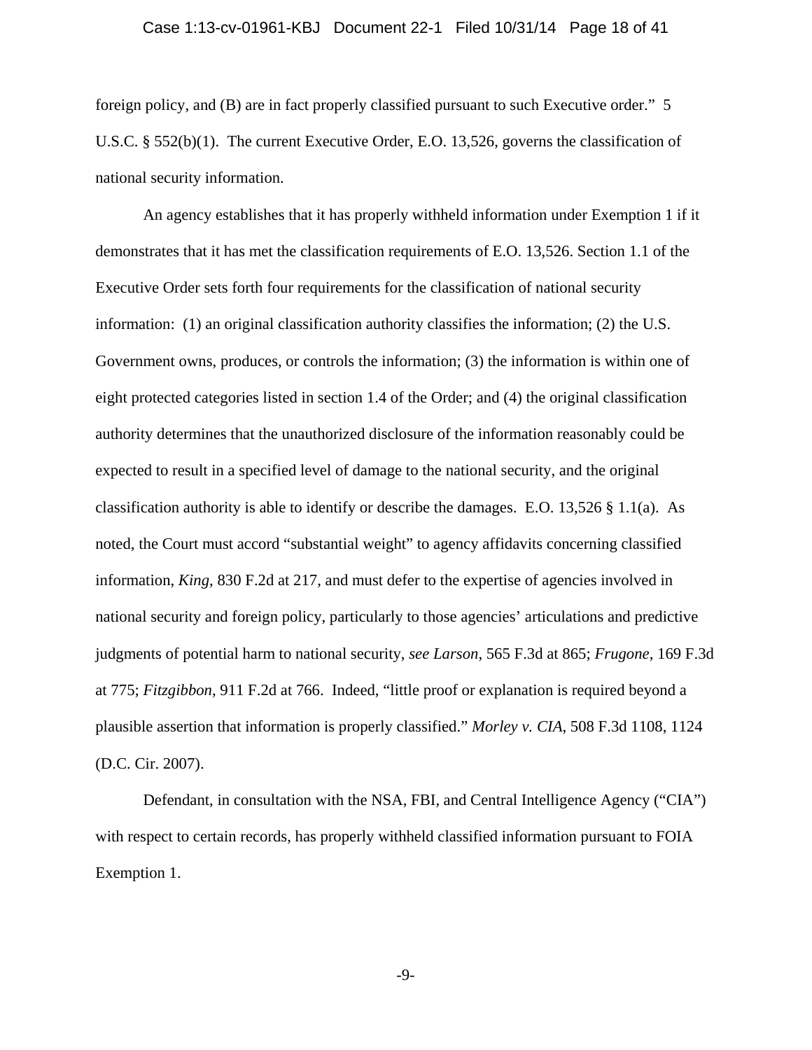foreign policy, and (B) are in fact properly classified pursuant to such Executive order." 5 U.S.C. § 552(b)(1). The current Executive Order, E.O. 13,526, governs the classification of national security information.

An agency establishes that it has properly withheld information under Exemption 1 if it demonstrates that it has met the classification requirements of E.O. 13,526. Section 1.1 of the Executive Order sets forth four requirements for the classification of national security information: (1) an original classification authority classifies the information; (2) the U.S. Government owns, produces, or controls the information; (3) the information is within one of eight protected categories listed in section 1.4 of the Order; and (4) the original classification authority determines that the unauthorized disclosure of the information reasonably could be expected to result in a specified level of damage to the national security, and the original classification authority is able to identify or describe the damages. E.O. 13,526 § 1.1(a). As noted, the Court must accord "substantial weight" to agency affidavits concerning classified information, *King*, 830 F.2d at 217, and must defer to the expertise of agencies involved in national security and foreign policy, particularly to those agencies' articulations and predictive judgments of potential harm to national security, *see Larson*, 565 F.3d at 865; *Frugone*, 169 F.3d at 775; *Fitzgibbon*, 911 F.2d at 766. Indeed, "little proof or explanation is required beyond a plausible assertion that information is properly classified." *Morley v. CIA*, 508 F.3d 1108, 1124 (D.C. Cir. 2007).

Defendant, in consultation with the NSA, FBI, and Central Intelligence Agency ("CIA") with respect to certain records, has properly withheld classified information pursuant to FOIA Exemption 1.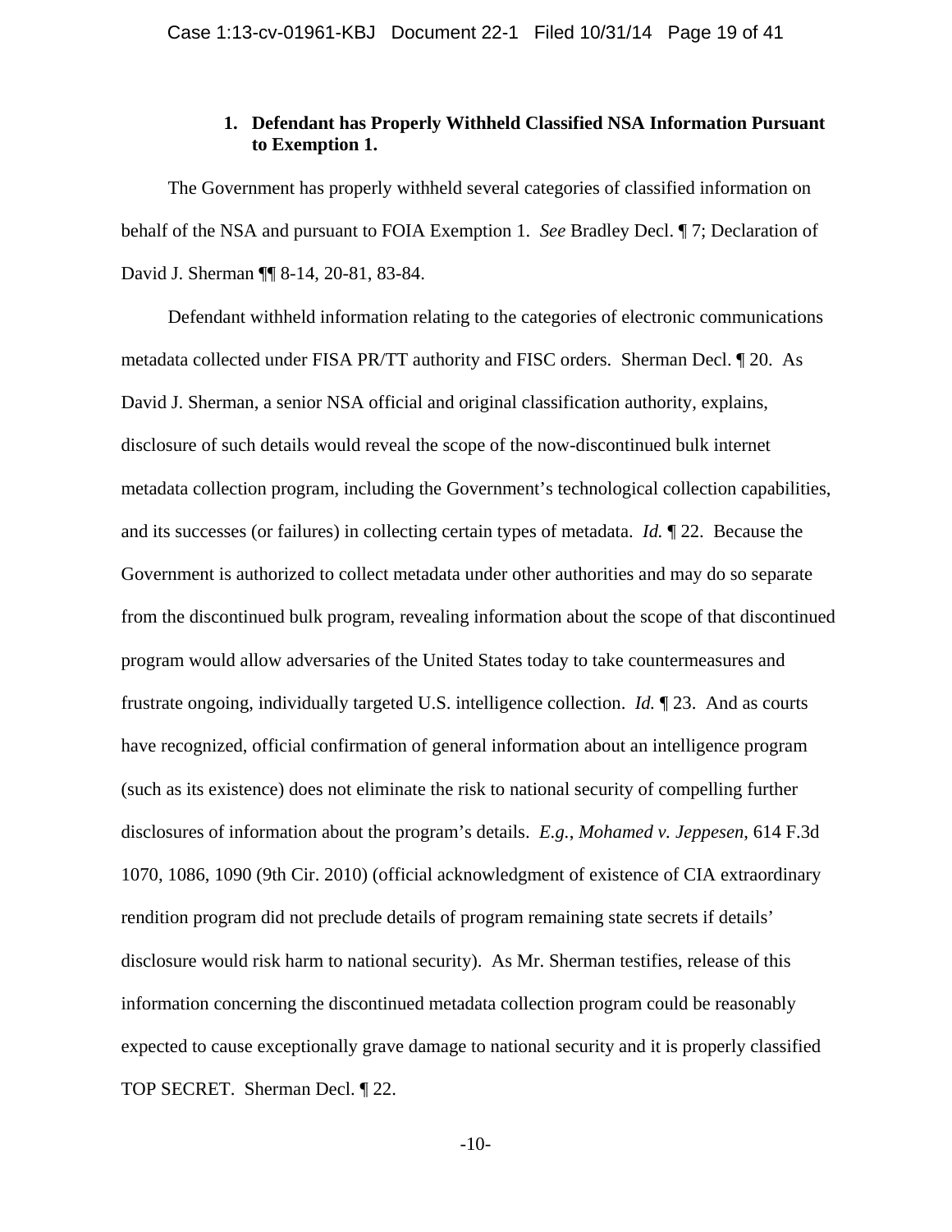### 1. Defendant has Properly Withheld Classified NSA Information Pursuant to Exemption 1.

The Government has properly withheld several categories of classified information on behalf of the NSA and pursuant to FOIA Exemption 1. *See* Bradley Decl. ¶ 7; Declaration of David J. Sherman ¶¶ 8-14, 20-81, 83-84.

Defendant withheld information relating to the categories of electronic communications metadata collected under FISA PR/TT authority and FISC orders. Sherman Decl. ¶ 20. As David J. Sherman, a senior NSA official and original classification authority, explains, disclosure of such details would reveal the scope of the now-discontinued bulk internet metadata collection program, including the Government's technological collection capabilities, and its successes (or failures) in collecting certain types of metadata. *Id.* ¶ 22. Because the Government is authorized to collect metadata under other authorities and may do so separate from the discontinued bulk program, revealing information about the scope of that discontinued program would allow adversaries of the United States today to take countermeasures and frustrate ongoing, individually targeted U.S. intelligence collection. *Id.* ¶ 23. And as courts have recognized, official confirmation of general information about an intelligence program (such as its existence) does not eliminate the risk to national security of compelling further disclosures of information about the program's details. *E.g.*, *Mohamed v. Jeppesen*, 614 F.3d 1070, 1086, 1090 (9th Cir. 2010) (official acknowledgment of existence of CIA extraordinary rendition program did not preclude details of program remaining state secrets if details' disclosure would risk harm to national security). As Mr. Sherman testifies, release of this information concerning the discontinued metadata collection program could be reasonably expected to cause exceptionally grave damage to national security and it is properly classified TOP SECRET. Sherman Decl. ¶ 22.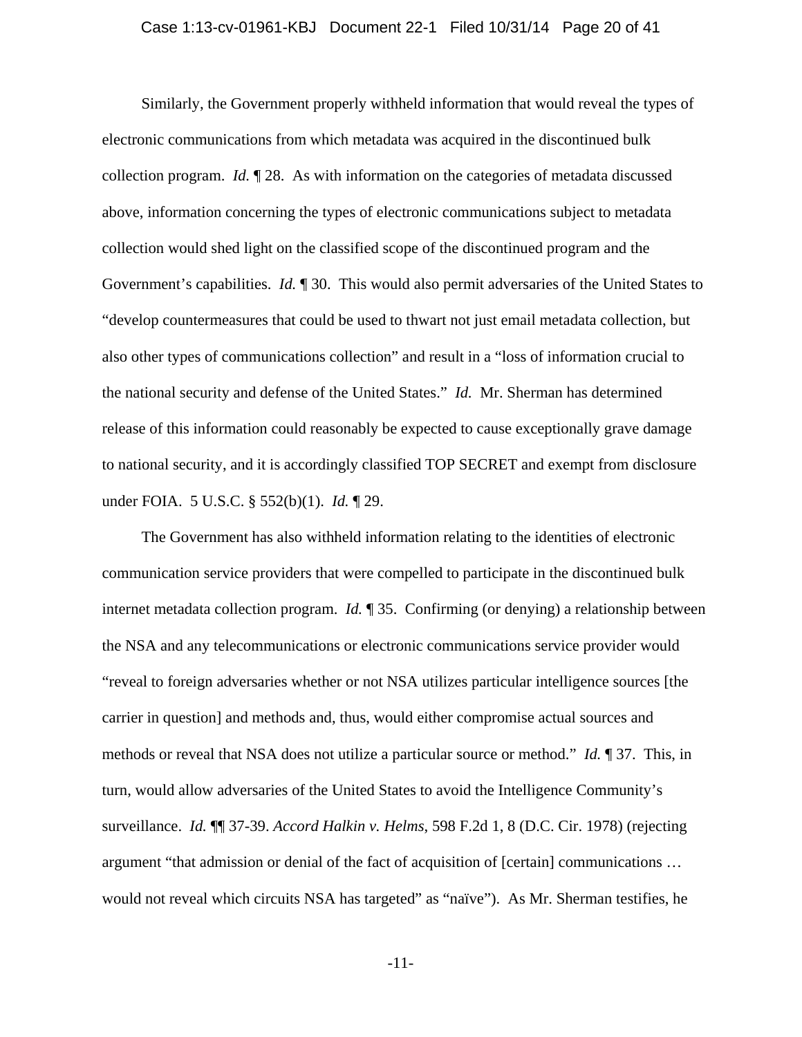Similarly, the Government properly withheld information that would reveal the types of electronic communications from which metadata was acquired in the discontinued bulk collection program. *Id.* ¶ 28. As with information on the categories of metadata discussed above, information concerning the types of electronic communications subject to metadata collection would shed light on the classified scope of the discontinued program and the Government's capabilities. *Id.* ¶ 30. This would also permit adversaries of the United States to "develop countermeasures that could be used to thwart not just email metadata collection, but also other types of communications collection" and result in a "loss of information crucial to the national security and defense of the United States." *Id.* Mr. Sherman has determined release of this information could reasonably be expected to cause exceptionally grave damage to national security, and it is accordingly classified TOP SECRET and exempt from disclosure under FOIA. 5 U.S.C. § 552(b)(1). *Id.* ¶ 29.

The Government has also withheld information relating to the identities of electronic communication service providers that were compelled to participate in the discontinued bulk internet metadata collection program. *Id.* ¶ 35. Confirming (or denying) a relationship between the NSA and any telecommunications or electronic communications service provider would "reveal to foreign adversaries whether or not NSA utilizes particular intelligence sources [the carrier in question] and methods and, thus, would either compromise actual sources and methods or reveal that NSA does not utilize a particular source or method." *Id.* ¶ 37. This, in turn, would allow adversaries of the United States to avoid the Intelligence Community's surveillance. *Id.* ¶¶ 37-39. *Accord Halkin v. Helms*, 598 F.2d 1, 8 (D.C. Cir. 1978) (rejecting argument "that admission or denial of the fact of acquisition of [certain] communications … would not reveal which circuits NSA has targeted" as "naïve"). As Mr. Sherman testifies, he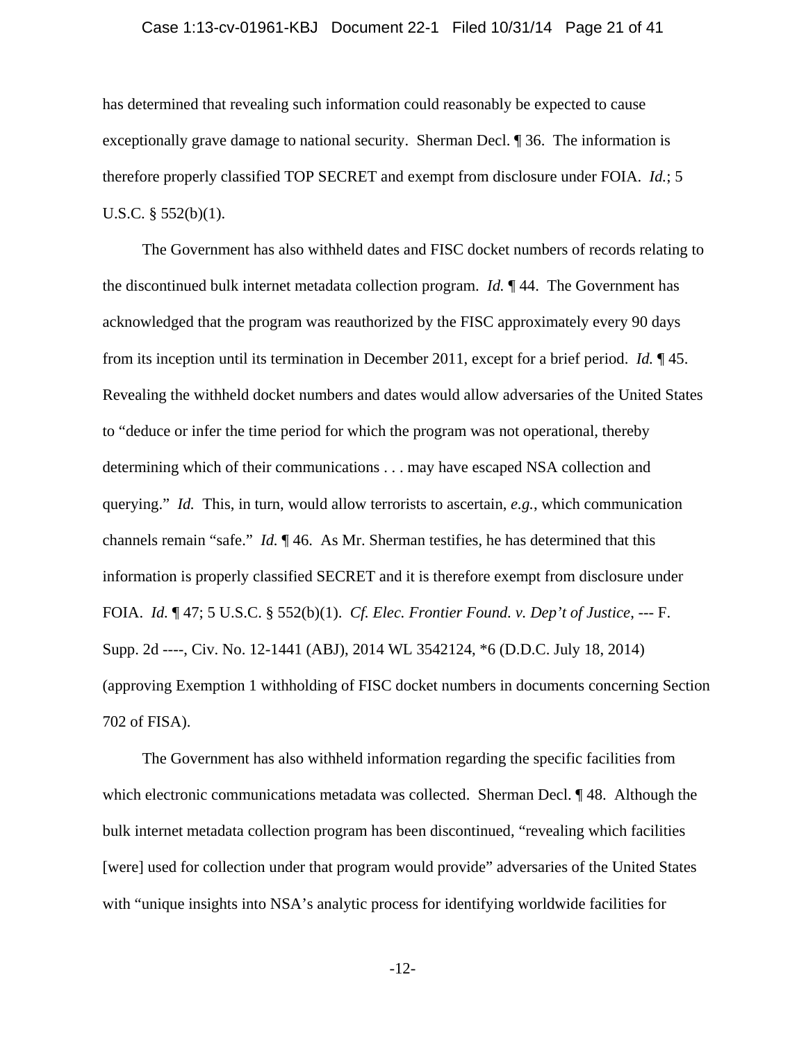has determined that revealing such information could reasonably be expected to cause exceptionally grave damage to national security. Sherman Decl. ¶ 36. The information is therefore properly classified TOP SECRET and exempt from disclosure under FOIA. *Id.*; 5 U.S.C. § 552(b)(1).

The Government has also withheld dates and FISC docket numbers of records relating to the discontinued bulk internet metadata collection program. *Id.* ¶ 44. The Government has acknowledged that the program was reauthorized by the FISC approximately every 90 days from its inception until its termination in December 2011, except for a brief period. *Id.* ¶ 45. Revealing the withheld docket numbers and dates would allow adversaries of the United States to "deduce or infer the time period for which the program was not operational, thereby determining which of their communications . . . may have escaped NSA collection and querying." *Id.* This, in turn, would allow terrorists to ascertain, *e.g.*, which communication channels remain "safe." *Id.* ¶ 46. As Mr. Sherman testifies, he has determined that this information is properly classified SECRET and it is therefore exempt from disclosure under FOIA. *Id.* ¶ 47; 5 U.S.C. § 552(b)(1). *Cf. Elec. Frontier Found. v. Dep't of Justice*, --- F. Supp. 2d ----, Civ. No. 12-1441 (ABJ), 2014 WL 3542124, \*6 (D.D.C. July 18, 2014) (approving Exemption 1 withholding of FISC docket numbers in documents concerning Section 702 of FISA).

The Government has also withheld information regarding the specific facilities from which electronic communications metadata was collected. Sherman Decl. ¶ 48. Although the bulk internet metadata collection program has been discontinued, "revealing which facilities [were] used for collection under that program would provide" adversaries of the United States with "unique insights into NSA's analytic process for identifying worldwide facilities for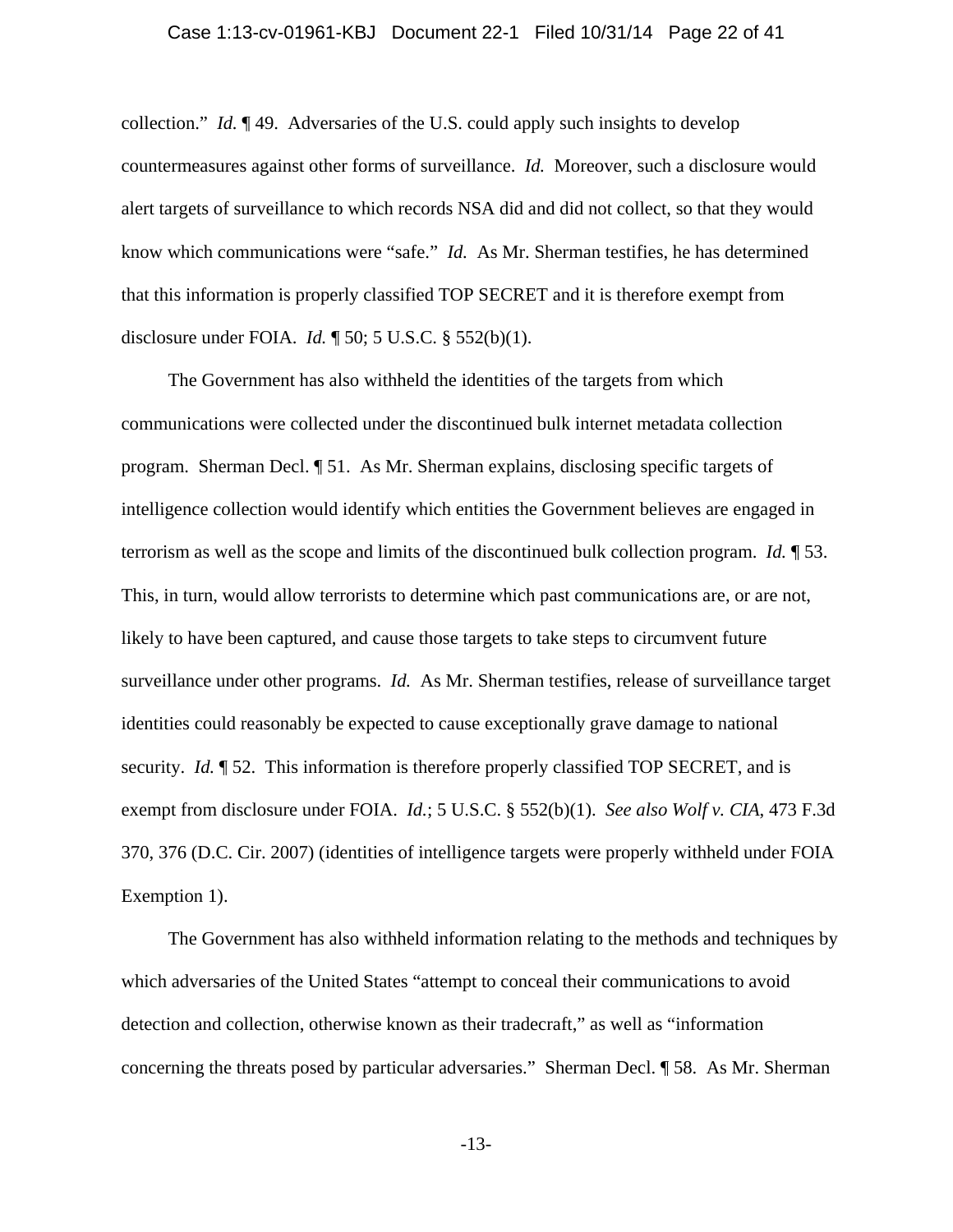collection." *Id.* ¶ 49. Adversaries of the U.S. could apply such insights to develop countermeasures against other forms of surveillance. *Id.* Moreover, such a disclosure would alert targets of surveillance to which records NSA did and did not collect, so that they would know which communications were "safe." *Id.* As Mr. Sherman testifies, he has determined that this information is properly classified TOP SECRET and it is therefore exempt from disclosure under FOIA. *Id.* ¶ 50; 5 U.S.C. § 552(b)(1).

The Government has also withheld the identities of the targets from which communications were collected under the discontinued bulk internet metadata collection program. Sherman Decl. ¶ 51. As Mr. Sherman explains, disclosing specific targets of intelligence collection would identify which entities the Government believes are engaged in terrorism as well as the scope and limits of the discontinued bulk collection program. *Id.* ¶ 53. This, in turn, would allow terrorists to determine which past communications are, or are not, likely to have been captured, and cause those targets to take steps to circumvent future surveillance under other programs. *Id.* As Mr. Sherman testifies, release of surveillance target identities could reasonably be expected to cause exceptionally grave damage to national security. *Id.* ¶ 52. This information is therefore properly classified TOP SECRET, and is exempt from disclosure under FOIA. *Id.*; 5 U.S.C. § 552(b)(1). *See also Wolf v. CIA*, 473 F.3d 370, 376 (D.C. Cir. 2007) (identities of intelligence targets were properly withheld under FOIA Exemption 1).

The Government has also withheld information relating to the methods and techniques by which adversaries of the United States "attempt to conceal their communications to avoid detection and collection, otherwise known as their tradecraft," as well as "information concerning the threats posed by particular adversaries." Sherman Decl. ¶ 58. As Mr. Sherman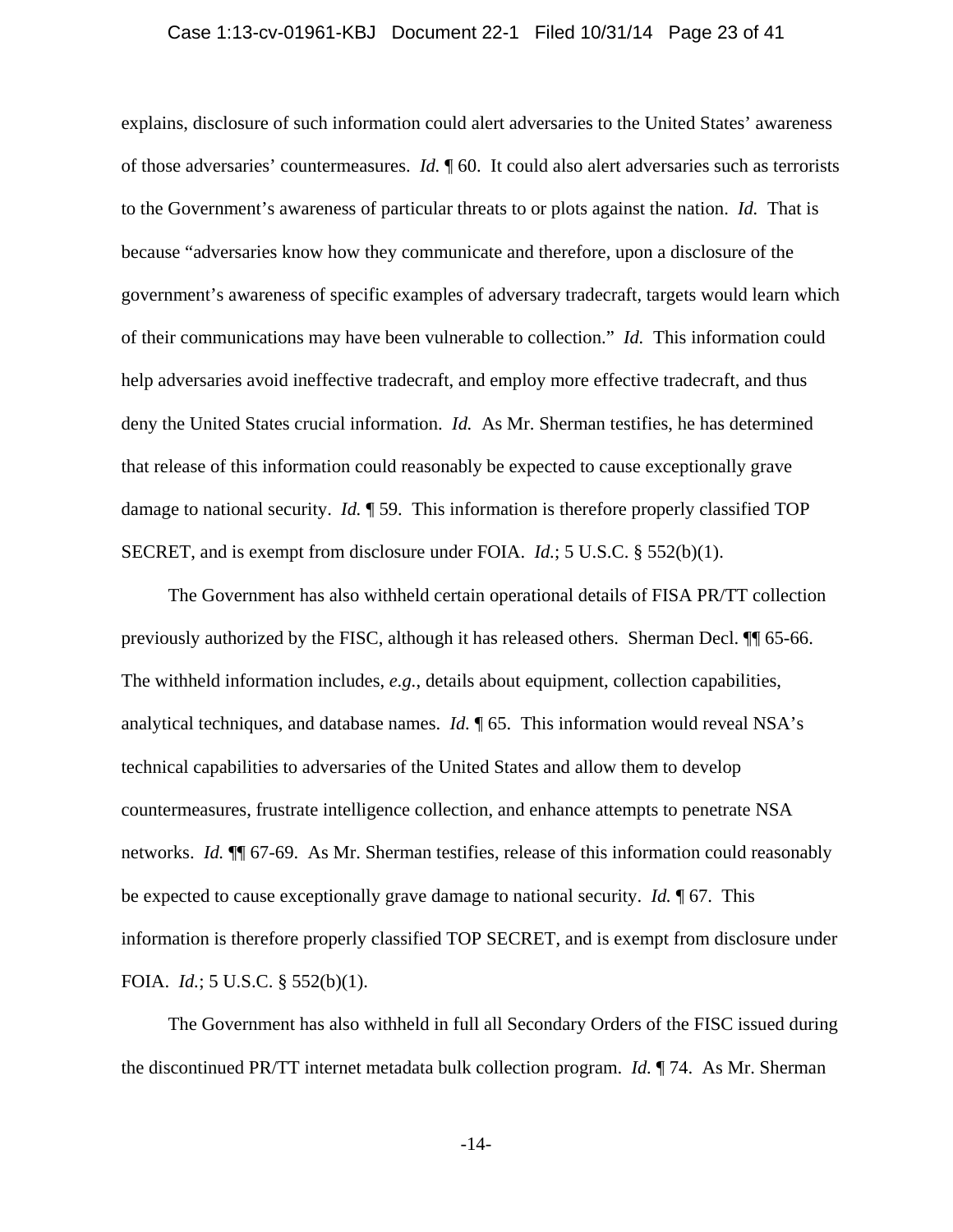explains, disclosure of such information could alert adversaries to the United States' awareness of those adversaries' countermeasures. *Id.* ¶ 60. It could also alert adversaries such as terrorists to the Government's awareness of particular threats to or plots against the nation. *Id.* That is because "adversaries know how they communicate and therefore, upon a disclosure of the government's awareness of specific examples of adversary tradecraft, targets would learn which of their communications may have been vulnerable to collection." *Id.* This information could help adversaries avoid ineffective tradecraft, and employ more effective tradecraft, and thus deny the United States crucial information. *Id.* As Mr. Sherman testifies, he has determined that release of this information could reasonably be expected to cause exceptionally grave damage to national security. *Id.* ¶ 59. This information is therefore properly classified TOP SECRET, and is exempt from disclosure under FOIA. *Id.*; 5 U.S.C. § 552(b)(1).

The Government has also withheld certain operational details of FISA PR/TT collection previously authorized by the FISC, although it has released others. Sherman Decl. ¶¶ 65-66. The withheld information includes, *e.g.*, details about equipment, collection capabilities, analytical techniques, and database names. *Id.* ¶ 65. This information would reveal NSA's technical capabilities to adversaries of the United States and allow them to develop countermeasures, frustrate intelligence collection, and enhance attempts to penetrate NSA networks. *Id.* ¶¶ 67-69. As Mr. Sherman testifies, release of this information could reasonably be expected to cause exceptionally grave damage to national security. *Id.* ¶ 67. This information is therefore properly classified TOP SECRET, and is exempt from disclosure under FOIA. *Id.*; 5 U.S.C. § 552(b)(1).

The Government has also withheld in full all Secondary Orders of the FISC issued during the discontinued PR/TT internet metadata bulk collection program. *Id.* ¶ 74. As Mr. Sherman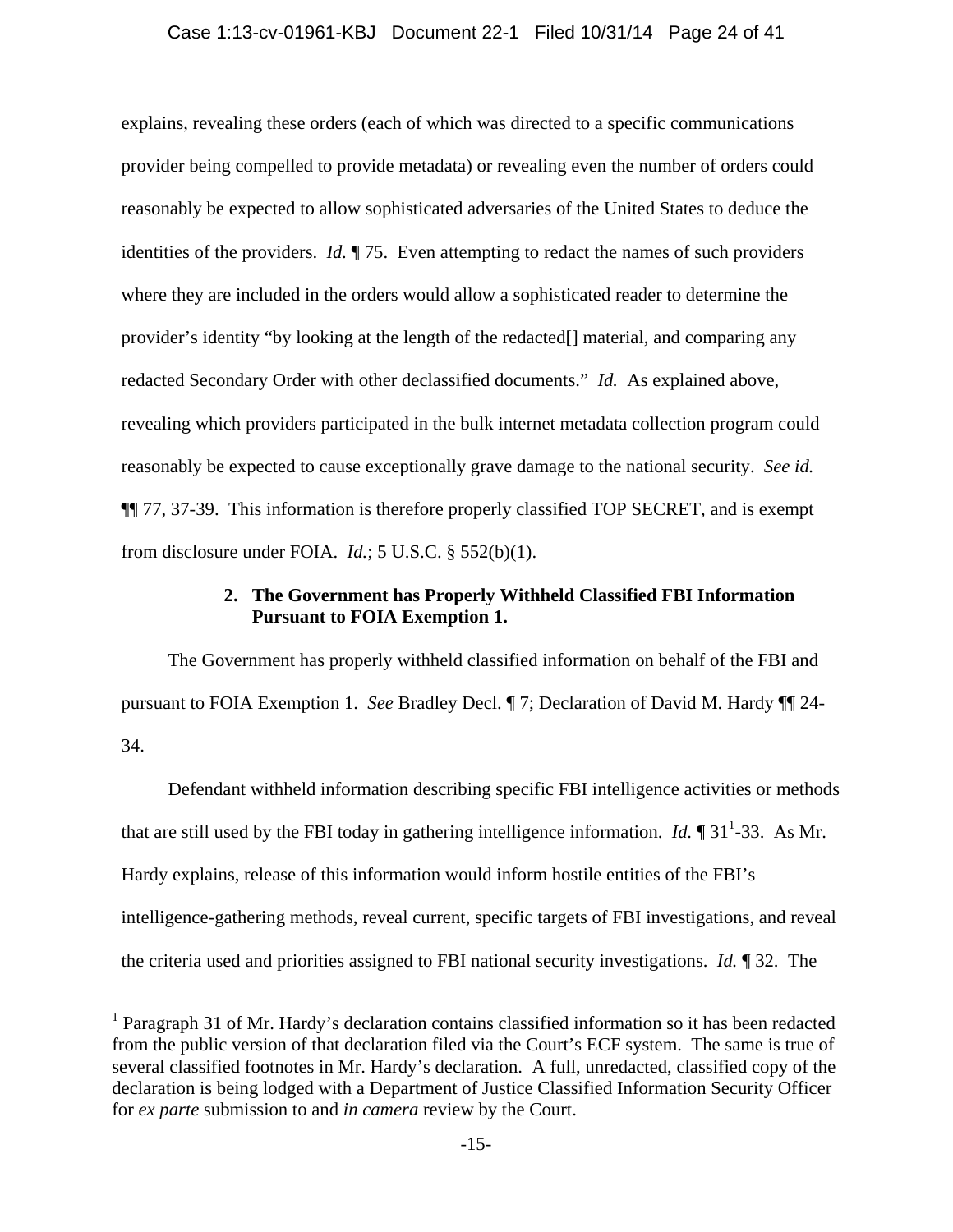explains, revealing these orders (each of which was directed to a specific communications provider being compelled to provide metadata) or revealing even the number of orders could reasonably be expected to allow sophisticated adversaries of the United States to deduce the identities of the providers. *Id.* ¶ 75. Even attempting to redact the names of such providers where they are included in the orders would allow a sophisticated reader to determine the provider's identity "by looking at the length of the redacted[] material, and comparing any redacted Secondary Order with other declassified documents." *Id.* As explained above, revealing which providers participated in the bulk internet metadata collection program could reasonably be expected to cause exceptionally grave damage to the national security. *See id.* ¶¶ 77, 37-39. This information is therefore properly classified TOP SECRET, and is exempt from disclosure under FOIA. *Id.*; 5 U.S.C. § 552(b)(1).

### 2. The Government has Properly Withheld Classified FBI Information Pursuant to FOIA Exemption 1.

The Government has properly withheld classified information on behalf of the FBI and pursuant to FOIA Exemption 1. *See* Bradley Decl. ¶ 7; Declaration of David M. Hardy ¶¶ 24-34.

Defendant withheld information describing specific FBI intelligence activities or methods that are still used by the FBI today in gathering intelligence information. *Id.* ¶ 31[1]-33. As Mr. Hardy explains, release of this information would inform hostile entities of the FBI's intelligence-gathering methods, reveal current, specific targets of FBI investigations, and reveal the criteria used and priorities assigned to FBI national security investigations. *Id.* ¶ 32. The

---

[1] Paragraph 31 of Mr. Hardy's declaration contains classified information so it has been redacted from the public version of that declaration filed via the Court's ECF system. The same is true of several classified footnotes in Mr. Hardy's declaration. A full, unredacted, classified copy of the declaration is being lodged with a Department of Justice Classified Information Security Officer for *ex parte* submission to and *in camera* review by the Court.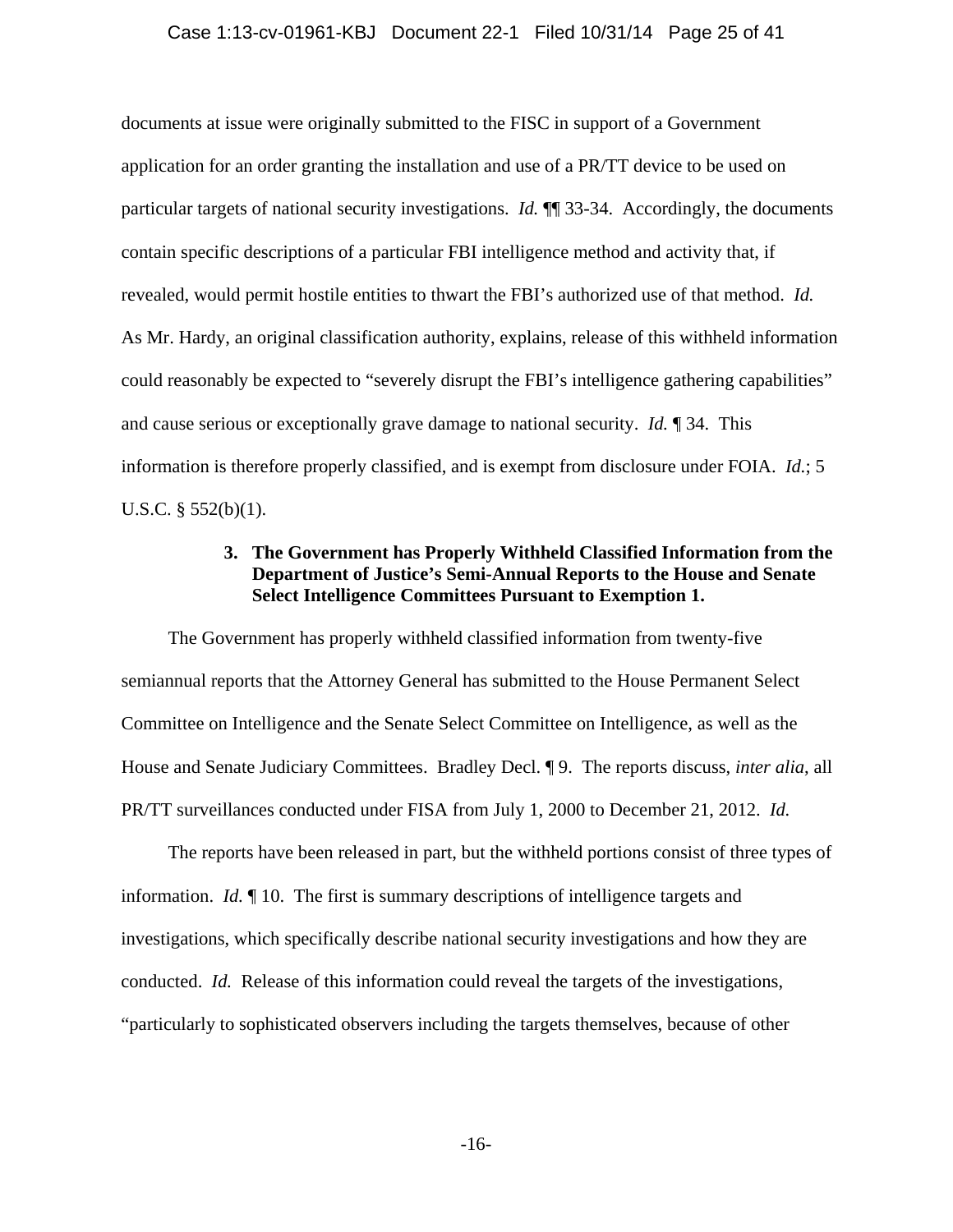documents at issue were originally submitted to the FISC in support of a Government application for an order granting the installation and use of a PR/TT device to be used on particular targets of national security investigations. *Id.* ¶¶ 33-34. Accordingly, the documents contain specific descriptions of a particular FBI intelligence method and activity that, if revealed, would permit hostile entities to thwart the FBI's authorized use of that method. *Id.* As Mr. Hardy, an original classification authority, explains, release of this withheld information could reasonably be expected to "severely disrupt the FBI's intelligence gathering capabilities" and cause serious or exceptionally grave damage to national security. *Id.* ¶ 34. This information is therefore properly classified, and is exempt from disclosure under FOIA. *Id.*; 5 U.S.C. § 552(b)(1).

**3. The Government has Properly Withheld Classified Information from the Department of Justice's Semi-Annual Reports to the House and Senate Select Intelligence Committees Pursuant to Exemption 1.**

The Government has properly withheld classified information from twenty-five semiannual reports that the Attorney General has submitted to the House Permanent Select Committee on Intelligence and the Senate Select Committee on Intelligence, as well as the House and Senate Judiciary Committees. Bradley Decl. ¶ 9. The reports discuss, *inter alia*, all PR/TT surveillances conducted under FISA from July 1, 2000 to December 21, 2012. *Id.*

The reports have been released in part, but the withheld portions consist of three types of information. *Id.* ¶ 10. The first is summary descriptions of intelligence targets and investigations, which specifically describe national security investigations and how they are conducted. *Id.* Release of this information could reveal the targets of the investigations, "particularly to sophisticated observers including the targets themselves, because of other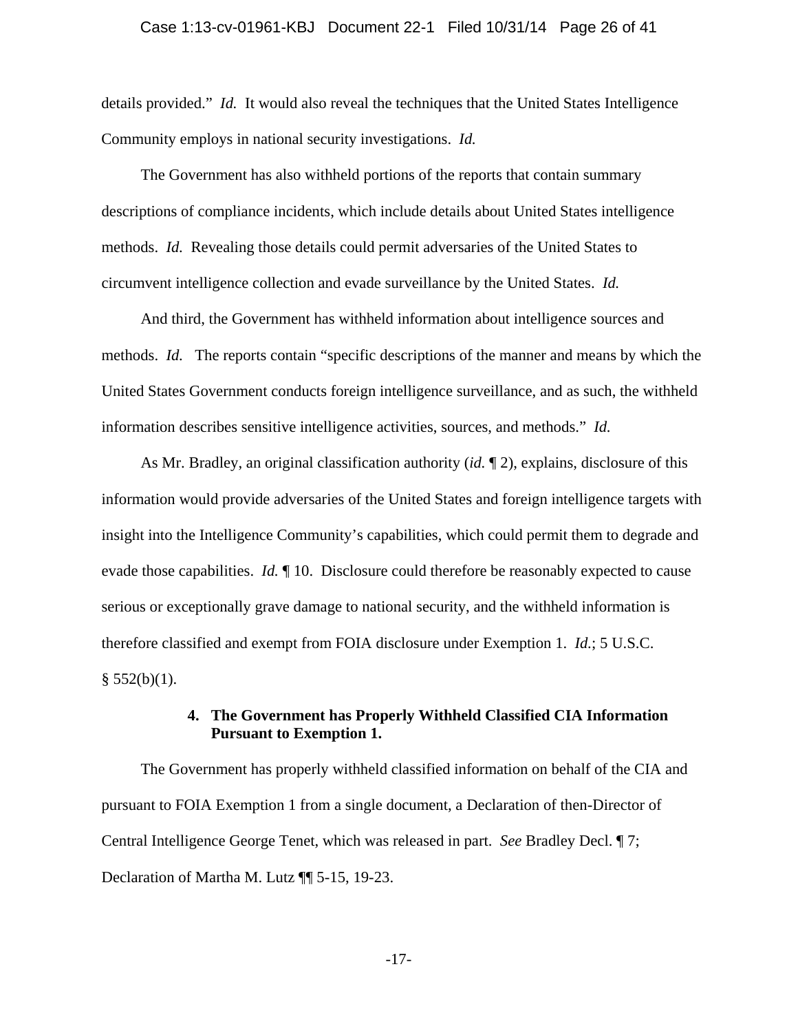details provided." *Id.* It would also reveal the techniques that the United States Intelligence Community employs in national security investigations. *Id.*

The Government has also withheld portions of the reports that contain summary descriptions of compliance incidents, which include details about United States intelligence methods. *Id.* Revealing those details could permit adversaries of the United States to circumvent intelligence collection and evade surveillance by the United States. *Id.*

And third, the Government has withheld information about intelligence sources and methods. *Id.* The reports contain "specific descriptions of the manner and means by which the United States Government conducts foreign intelligence surveillance, and as such, the withheld information describes sensitive intelligence activities, sources, and methods." *Id.*

As Mr. Bradley, an original classification authority (*id.* ¶ 2), explains, disclosure of this information would provide adversaries of the United States and foreign intelligence targets with insight into the Intelligence Community's capabilities, which could permit them to degrade and evade those capabilities. *Id.* ¶ 10. Disclosure could therefore be reasonably expected to cause serious or exceptionally grave damage to national security, and the withheld information is therefore classified and exempt from FOIA disclosure under Exemption 1. *Id.*; 5 U.S.C. § 552(b)(1).

#### 4. The Government has Properly Withheld Classified CIA Information Pursuant to Exemption 1.

The Government has properly withheld classified information on behalf of the CIA and pursuant to FOIA Exemption 1 from a single document, a Declaration of then-Director of Central Intelligence George Tenet, which was released in part. *See* Bradley Decl. ¶ 7; Declaration of Martha M. Lutz ¶¶ 5-15, 19-23.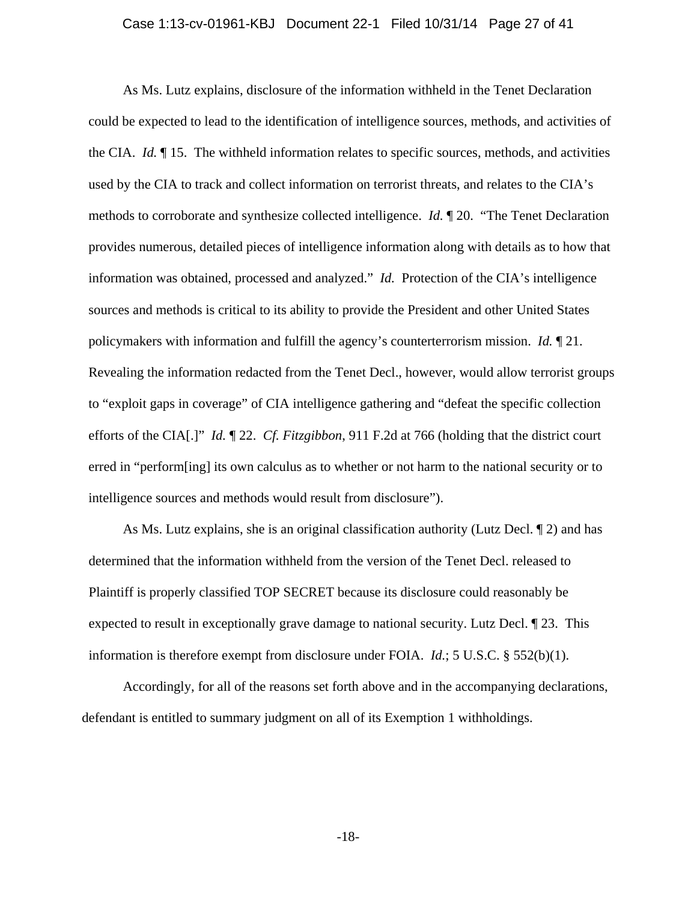As Ms. Lutz explains, disclosure of the information withheld in the Tenet Declaration could be expected to lead to the identification of intelligence sources, methods, and activities of the CIA. *Id.* ¶ 15. The withheld information relates to specific sources, methods, and activities used by the CIA to track and collect information on terrorist threats, and relates to the CIA's methods to corroborate and synthesize collected intelligence. *Id.* ¶ 20. "The Tenet Declaration provides numerous, detailed pieces of intelligence information along with details as to how that information was obtained, processed and analyzed." *Id.* Protection of the CIA's intelligence sources and methods is critical to its ability to provide the President and other United States policymakers with information and fulfill the agency's counterterrorism mission. *Id.* ¶ 21. Revealing the information redacted from the Tenet Decl., however, would allow terrorist groups to "exploit gaps in coverage" of CIA intelligence gathering and "defeat the specific collection efforts of the CIA[.]" *Id.* ¶ 22. *Cf. Fitzgibbon*, 911 F.2d at 766 (holding that the district court erred in "perform[ing] its own calculus as to whether or not harm to the national security or to intelligence sources and methods would result from disclosure").

As Ms. Lutz explains, she is an original classification authority (Lutz Decl. ¶ 2) and has determined that the information withheld from the version of the Tenet Decl. released to Plaintiff is properly classified TOP SECRET because its disclosure could reasonably be expected to result in exceptionally grave damage to national security. Lutz Decl. ¶ 23. This information is therefore exempt from disclosure under FOIA. *Id.*; 5 U.S.C. § 552(b)(1).

Accordingly, for all of the reasons set forth above and in the accompanying declarations, defendant is entitled to summary judgment on all of its Exemption 1 withholdings.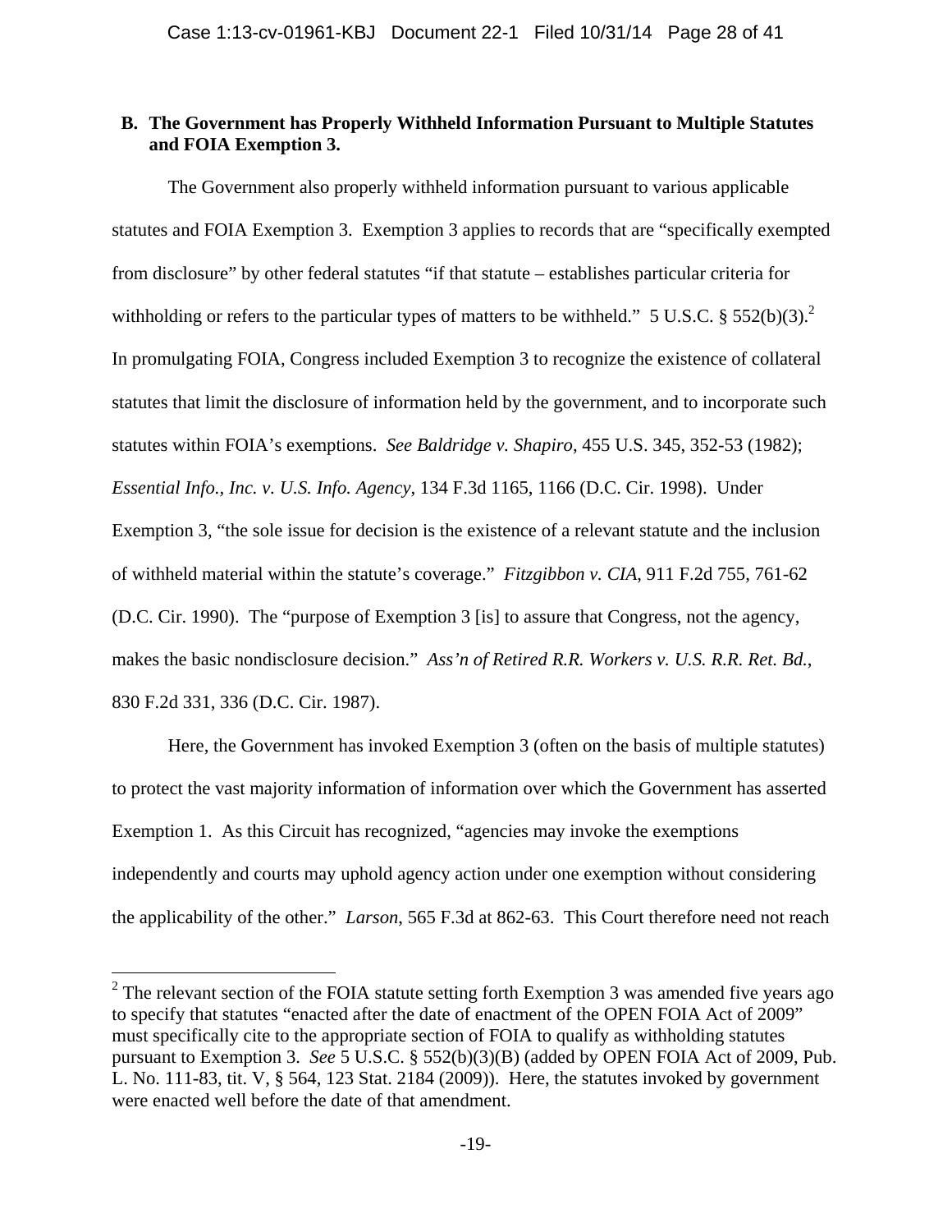### B. The Government has Properly Withheld Information Pursuant to Multiple Statutes and FOIA Exemption 3.

The Government also properly withheld information pursuant to various applicable statutes and FOIA Exemption 3. Exemption 3 applies to records that are "specifically exempted from disclosure" by other federal statutes "if that statute – establishes particular criteria for withholding or refers to the particular types of matters to be withheld." 5 U.S.C. § 552(b)(3).[2] In promulgating FOIA, Congress included Exemption 3 to recognize the existence of collateral statutes that limit the disclosure of information held by the government, and to incorporate such statutes within FOIA's exemptions. *See Baldridge v. Shapiro*, 455 U.S. 345, 352-53 (1982); *Essential Info., Inc. v. U.S. Info. Agency*, 134 F.3d 1165, 1166 (D.C. Cir. 1998). Under Exemption 3, "the sole issue for decision is the existence of a relevant statute and the inclusion of withheld material within the statute's coverage." *Fitzgibbon v. CIA*, 911 F.2d 755, 761-62 (D.C. Cir. 1990). The "purpose of Exemption 3 [is] to assure that Congress, not the agency, makes the basic nondisclosure decision." *Ass'n of Retired R.R. Workers v. U.S. R.R. Ret. Bd.*, 830 F.2d 331, 336 (D.C. Cir. 1987).

Here, the Government has invoked Exemption 3 (often on the basis of multiple statutes) to protect the vast majority information of information over which the Government has asserted Exemption 1. As this Circuit has recognized, "agencies may invoke the exemptions independently and courts may uphold agency action under one exemption without considering the applicability of the other." *Larson*, 565 F.3d at 862-63. This Court therefore need not reach

[2] The relevant section of the FOIA statute setting forth Exemption 3 was amended five years ago to specify that statutes "enacted after the date of enactment of the OPEN FOIA Act of 2009" must specifically cite to the appropriate section of FOIA to qualify as withholding statutes pursuant to Exemption 3. *See* 5 U.S.C. § 552(b)(3)(B) (added by OPEN FOIA Act of 2009, Pub. L. No. 111-83, tit. V, § 564, 123 Stat. 2184 (2009)). Here, the statutes invoked by government were enacted well before the date of that amendment.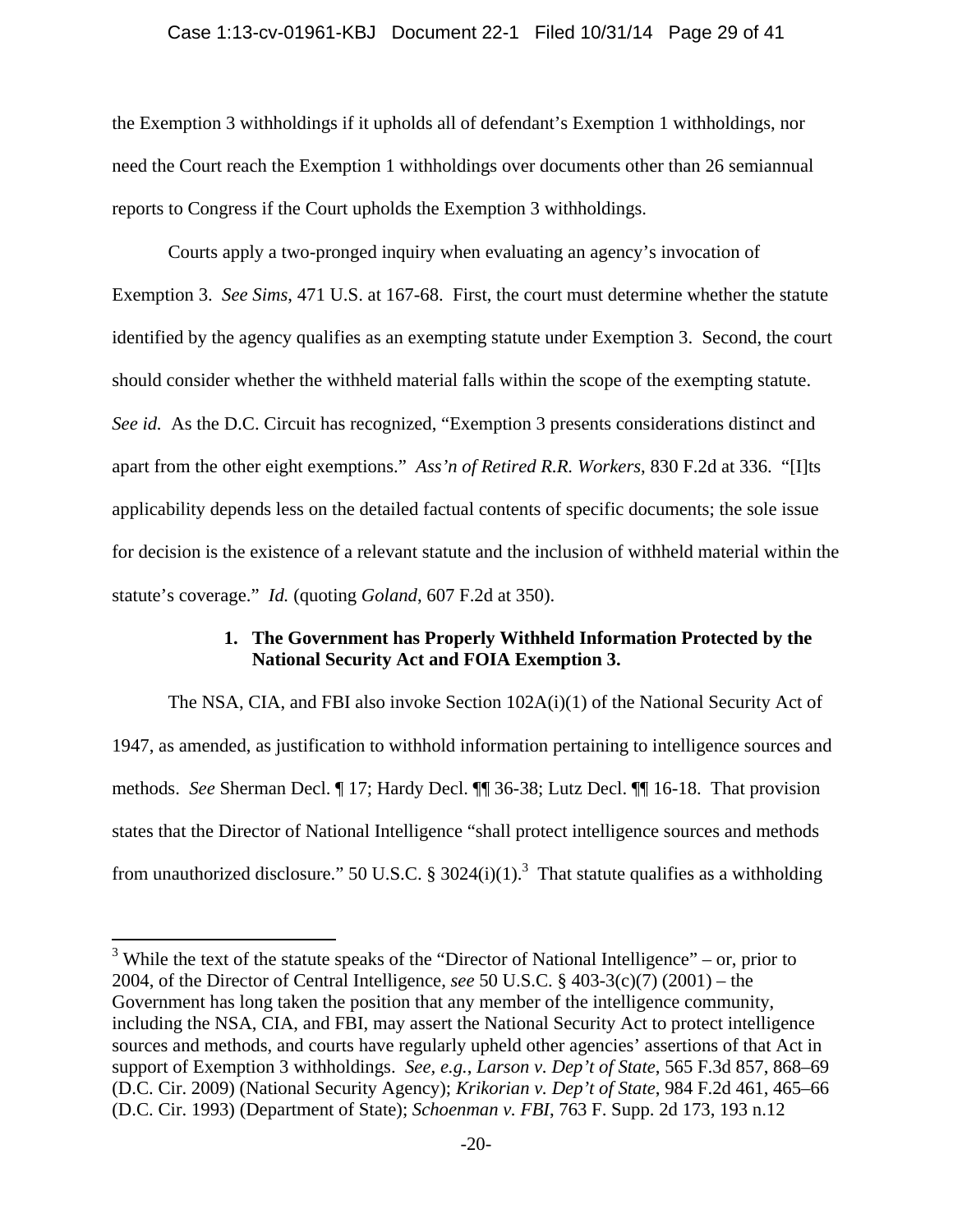the Exemption 3 withholdings if it upholds all of defendant's Exemption 1 withholdings, nor need the Court reach the Exemption 1 withholdings over documents other than 26 semiannual reports to Congress if the Court upholds the Exemption 3 withholdings.

Courts apply a two-pronged inquiry when evaluating an agency's invocation of Exemption 3. *See Sims*, 471 U.S. at 167-68. First, the court must determine whether the statute identified by the agency qualifies as an exempting statute under Exemption 3. Second, the court should consider whether the withheld material falls within the scope of the exempting statute. *See id.* As the D.C. Circuit has recognized, "Exemption 3 presents considerations distinct and apart from the other eight exemptions." *Ass'n of Retired R.R. Workers*, 830 F.2d at 336. "[I]ts applicability depends less on the detailed factual contents of specific documents; the sole issue for decision is the existence of a relevant statute and the inclusion of withheld material within the statute's coverage." *Id.* (quoting *Goland*, 607 F.2d at 350).

**1. The Government has Properly Withheld Information Protected by the National Security Act and FOIA Exemption 3.**

The NSA, CIA, and FBI also invoke Section 102A(i)(1) of the National Security Act of 1947, as amended, as justification to withhold information pertaining to intelligence sources and methods. *See* Sherman Decl. ¶ 17; Hardy Decl. ¶¶ 36-38; Lutz Decl. ¶¶ 16-18. That provision states that the Director of National Intelligence "shall protect intelligence sources and methods from unauthorized disclosure." 50 U.S.C. § 3024(i)(1).[3] That statute qualifies as a withholding

[3] While the text of the statute speaks of the "Director of National Intelligence" – or, prior to 2004, of the Director of Central Intelligence, *see* 50 U.S.C. § 403-3(c)(7) (2001) – the Government has long taken the position that any member of the intelligence community, including the NSA, CIA, and FBI, may assert the National Security Act to protect intelligence sources and methods, and courts have regularly upheld other agencies' assertions of that Act in support of Exemption 3 withholdings. *See, e.g.*, *Larson v. Dep't of State*, 565 F.3d 857, 868–69 (D.C. Cir. 2009) (National Security Agency); *Krikorian v. Dep't of State*, 984 F.2d 461, 465–66 (D.C. Cir. 1993) (Department of State); *Schoenman v. FBI*, 763 F. Supp. 2d 173, 193 n.12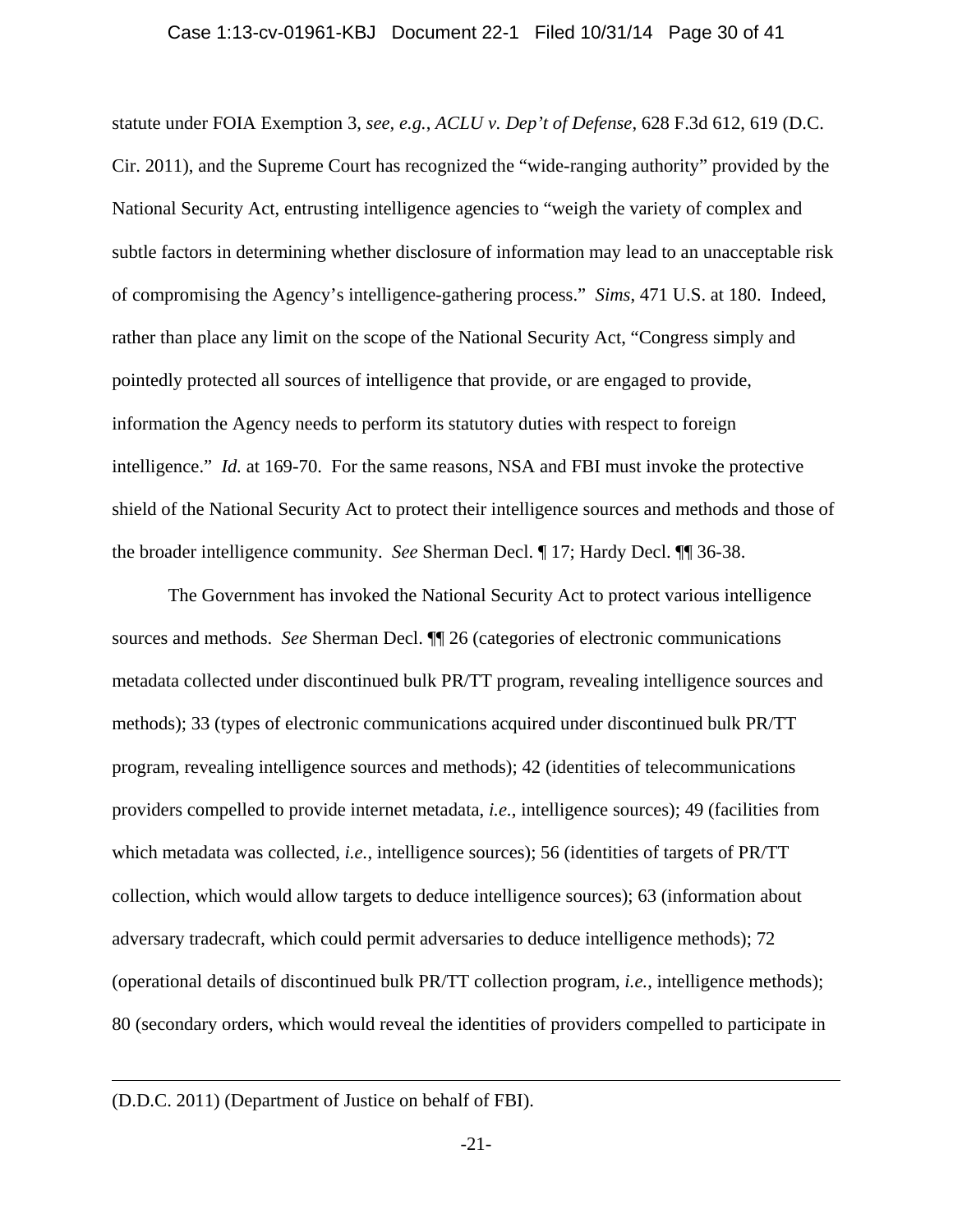statute under FOIA Exemption 3, *see, e.g.*, *ACLU v. Dep't of Defense*, 628 F.3d 612, 619 (D.C. Cir. 2011), and the Supreme Court has recognized the "wide-ranging authority" provided by the National Security Act, entrusting intelligence agencies to "weigh the variety of complex and subtle factors in determining whether disclosure of information may lead to an unacceptable risk of compromising the Agency's intelligence-gathering process." *Sims*, 471 U.S. at 180. Indeed, rather than place any limit on the scope of the National Security Act, "Congress simply and pointedly protected all sources of intelligence that provide, or are engaged to provide, information the Agency needs to perform its statutory duties with respect to foreign intelligence." *Id.* at 169-70. For the same reasons, NSA and FBI must invoke the protective shield of the National Security Act to protect their intelligence sources and methods and those of the broader intelligence community. *See* Sherman Decl. ¶ 17; Hardy Decl. ¶¶ 36-38.

The Government has invoked the National Security Act to protect various intelligence sources and methods. *See* Sherman Decl. ¶¶ 26 (categories of electronic communications metadata collected under discontinued bulk PR/TT program, revealing intelligence sources and methods); 33 (types of electronic communications acquired under discontinued bulk PR/TT program, revealing intelligence sources and methods); 42 (identities of telecommunications providers compelled to provide internet metadata, *i.e.*, intelligence sources); 49 (facilities from which metadata was collected, *i.e.*, intelligence sources); 56 (identities of targets of PR/TT collection, which would allow targets to deduce intelligence sources); 63 (information about adversary tradecraft, which could permit adversaries to deduce intelligence methods); 72 (operational details of discontinued bulk PR/TT collection program, *i.e.*, intelligence methods); 80 (secondary orders, which would reveal the identities of providers compelled to participate in

---

(D.D.C. 2011) (Department of Justice on behalf of FBI).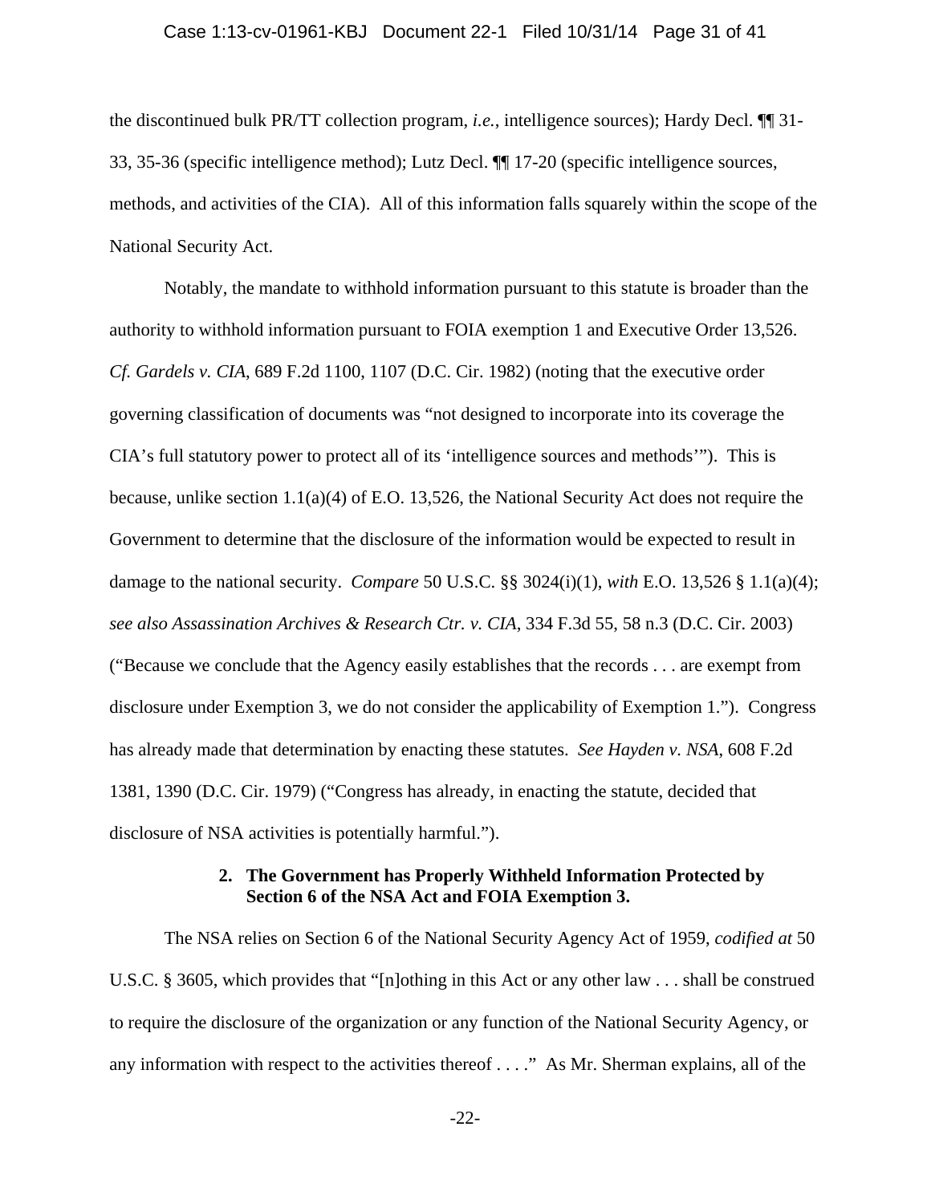the discontinued bulk PR/TT collection program, *i.e.*, intelligence sources); Hardy Decl. ¶¶ 31-33, 35-36 (specific intelligence method); Lutz Decl. ¶¶ 17-20 (specific intelligence sources, methods, and activities of the CIA). All of this information falls squarely within the scope of the National Security Act.

Notably, the mandate to withhold information pursuant to this statute is broader than the authority to withhold information pursuant to FOIA exemption 1 and Executive Order 13,526. *Cf. Gardels v. CIA*, 689 F.2d 1100, 1107 (D.C. Cir. 1982) (noting that the executive order governing classification of documents was "not designed to incorporate into its coverage the CIA's full statutory power to protect all of its 'intelligence sources and methods'"). This is because, unlike section 1.1(a)(4) of E.O. 13,526, the National Security Act does not require the Government to determine that the disclosure of the information would be expected to result in damage to the national security. *Compare* 50 U.S.C. §§ 3024(i)(1), *with* E.O. 13,526 § 1.1(a)(4); *see also Assassination Archives & Research Ctr. v. CIA*, 334 F.3d 55, 58 n.3 (D.C. Cir. 2003) ("Because we conclude that the Agency easily establishes that the records . . . are exempt from disclosure under Exemption 3, we do not consider the applicability of Exemption 1."). Congress has already made that determination by enacting these statutes. *See Hayden v. NSA*, 608 F.2d 1381, 1390 (D.C. Cir. 1979) ("Congress has already, in enacting the statute, decided that disclosure of NSA activities is potentially harmful.").

**2. The Government has Properly Withheld Information Protected by Section 6 of the NSA Act and FOIA Exemption 3.**

The NSA relies on Section 6 of the National Security Agency Act of 1959, *codified at* 50 U.S.C. § 3605, which provides that "[n]othing in this Act or any other law . . . shall be construed to require the disclosure of the organization or any function of the National Security Agency, or any information with respect to the activities thereof . . . ." As Mr. Sherman explains, all of the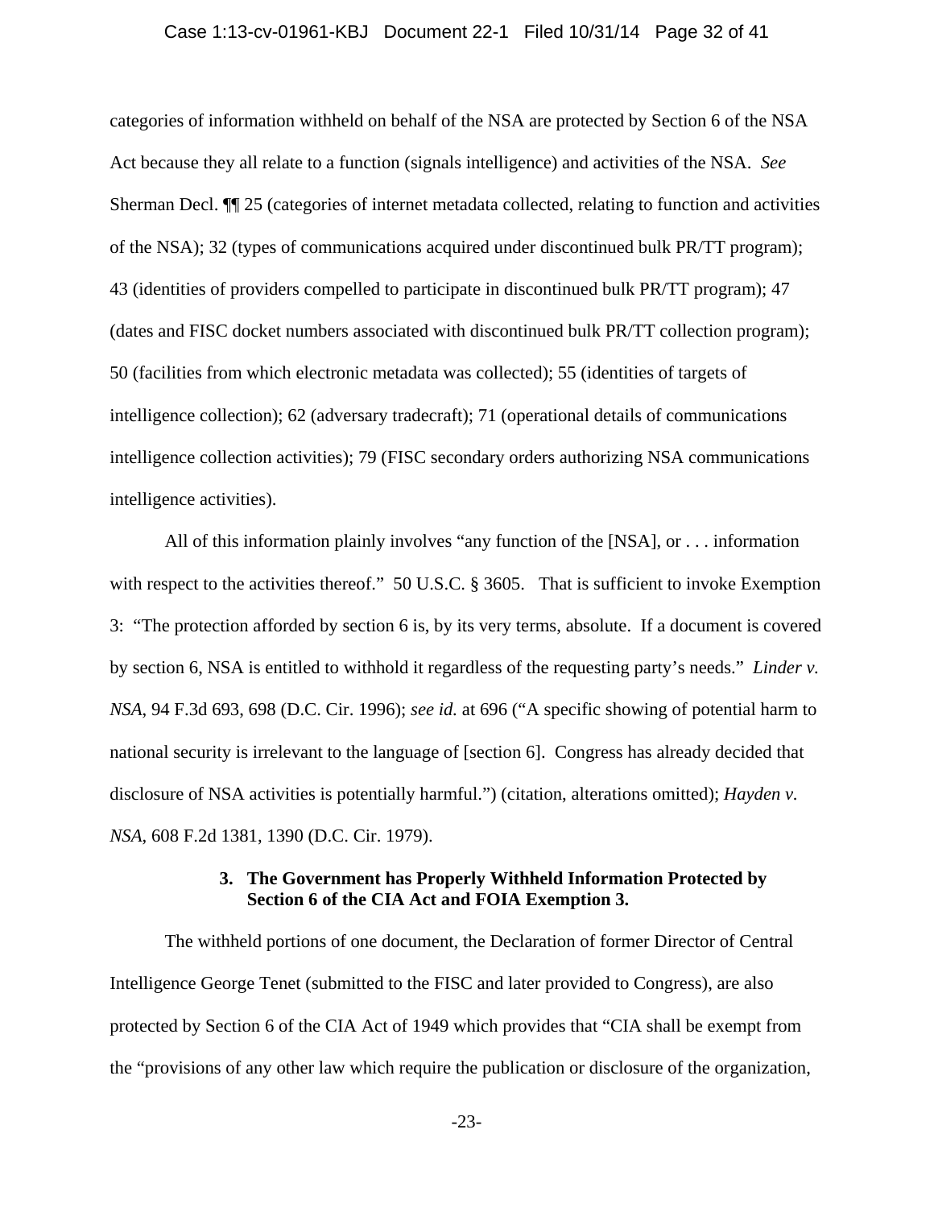categories of information withheld on behalf of the NSA are protected by Section 6 of the NSA Act because they all relate to a function (signals intelligence) and activities of the NSA. *See* Sherman Decl. ¶¶ 25 (categories of internet metadata collected, relating to function and activities of the NSA); 32 (types of communications acquired under discontinued bulk PR/TT program); 43 (identities of providers compelled to participate in discontinued bulk PR/TT program); 47 (dates and FISC docket numbers associated with discontinued bulk PR/TT collection program); 50 (facilities from which electronic metadata was collected); 55 (identities of targets of intelligence collection); 62 (adversary tradecraft); 71 (operational details of communications intelligence collection activities); 79 (FISC secondary orders authorizing NSA communications intelligence activities).

All of this information plainly involves "any function of the [NSA], or . . . information with respect to the activities thereof." 50 U.S.C. § 3605. That is sufficient to invoke Exemption 3: "The protection afforded by section 6 is, by its very terms, absolute. If a document is covered by section 6, NSA is entitled to withhold it regardless of the requesting party's needs." *Linder v. NSA*, 94 F.3d 693, 698 (D.C. Cir. 1996); *see id.* at 696 ("A specific showing of potential harm to national security is irrelevant to the language of [section 6]. Congress has already decided that disclosure of NSA activities is potentially harmful.") (citation, alterations omitted); *Hayden v. NSA*, 608 F.2d 1381, 1390 (D.C. Cir. 1979).

### 3. The Government has Properly Withheld Information Protected by Section 6 of the CIA Act and FOIA Exemption 3.

The withheld portions of one document, the Declaration of former Director of Central Intelligence George Tenet (submitted to the FISC and later provided to Congress), are also protected by Section 6 of the CIA Act of 1949 which provides that "CIA shall be exempt from the "provisions of any other law which require the publication or disclosure of the organization,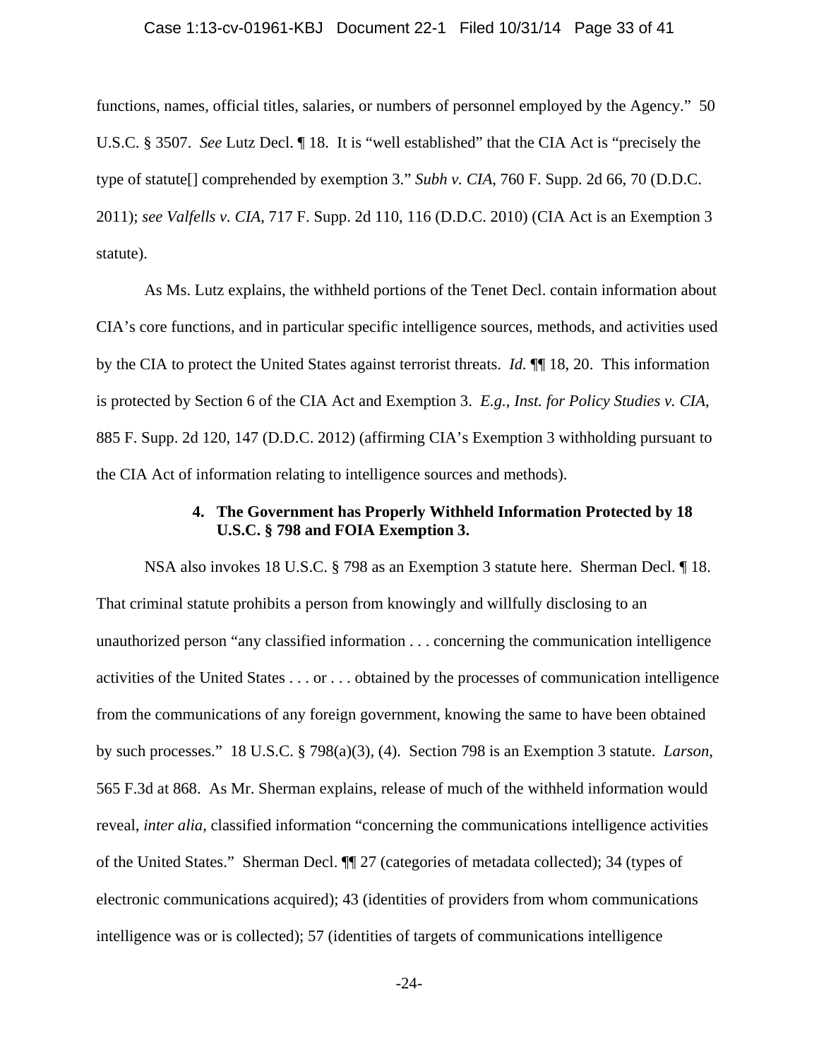functions, names, official titles, salaries, or numbers of personnel employed by the Agency." 50 U.S.C. § 3507. *See* Lutz Decl. ¶ 18. It is "well established" that the CIA Act is "precisely the type of statute[] comprehended by exemption 3." *Subh v. CIA*, 760 F. Supp. 2d 66, 70 (D.D.C. 2011); *see Valfells v. CIA*, 717 F. Supp. 2d 110, 116 (D.D.C. 2010) (CIA Act is an Exemption 3 statute).

As Ms. Lutz explains, the withheld portions of the Tenet Decl. contain information about CIA's core functions, and in particular specific intelligence sources, methods, and activities used by the CIA to protect the United States against terrorist threats. *Id.* ¶¶ 18, 20. This information is protected by Section 6 of the CIA Act and Exemption 3. *E.g.*, *Inst. for Policy Studies v. CIA*, 885 F. Supp. 2d 120, 147 (D.D.C. 2012) (affirming CIA's Exemption 3 withholding pursuant to the CIA Act of information relating to intelligence sources and methods).

**4. The Government has Properly Withheld Information Protected by 18 U.S.C. § 798 and FOIA Exemption 3.**

NSA also invokes 18 U.S.C. § 798 as an Exemption 3 statute here. Sherman Decl. ¶ 18. That criminal statute prohibits a person from knowingly and willfully disclosing to an unauthorized person "any classified information . . . concerning the communication intelligence activities of the United States . . . or . . . obtained by the processes of communication intelligence from the communications of any foreign government, knowing the same to have been obtained by such processes." 18 U.S.C. § 798(a)(3), (4). Section 798 is an Exemption 3 statute. *Larson*, 565 F.3d at 868. As Mr. Sherman explains, release of much of the withheld information would reveal, *inter alia*, classified information "concerning the communications intelligence activities of the United States." Sherman Decl. ¶¶ 27 (categories of metadata collected); 34 (types of electronic communications acquired); 43 (identities of providers from whom communications intelligence was or is collected); 57 (identities of targets of communications intelligence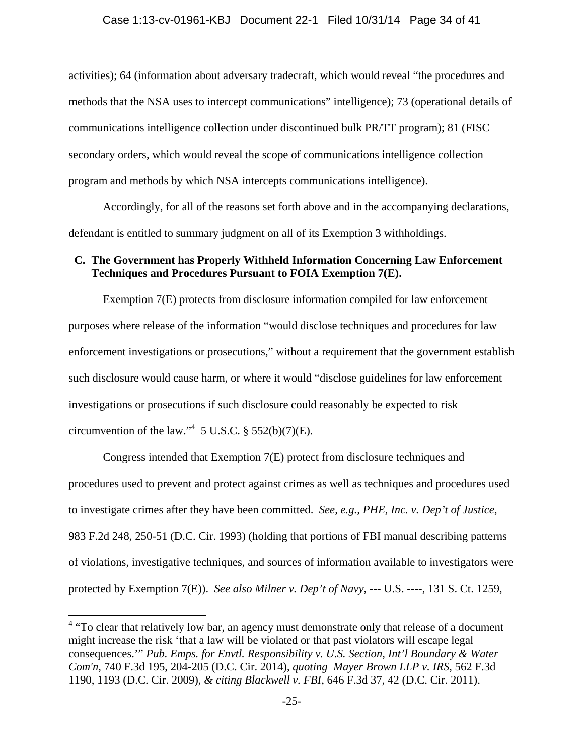activities); 64 (information about adversary tradecraft, which would reveal "the procedures and methods that the NSA uses to intercept communications" intelligence); 73 (operational details of communications intelligence collection under discontinued bulk PR/TT program); 81 (FISC secondary orders, which would reveal the scope of communications intelligence collection program and methods by which NSA intercepts communications intelligence).

Accordingly, for all of the reasons set forth above and in the accompanying declarations, defendant is entitled to summary judgment on all of its Exemption 3 withholdings.

### C. The Government has Properly Withheld Information Concerning Law Enforcement Techniques and Procedures Pursuant to FOIA Exemption 7(E).

Exemption 7(E) protects from disclosure information compiled for law enforcement purposes where release of the information "would disclose techniques and procedures for law enforcement investigations or prosecutions," without a requirement that the government establish such disclosure would cause harm, or where it would "disclose guidelines for law enforcement investigations or prosecutions if such disclosure could reasonably be expected to risk circumvention of the law."[4] 5 U.S.C. § 552(b)(7)(E).

Congress intended that Exemption 7(E) protect from disclosure techniques and procedures used to prevent and protect against crimes as well as techniques and procedures used to investigate crimes after they have been committed. *See, e.g.*, *PHE, Inc. v. Dep't of Justice*, 983 F.2d 248, 250-51 (D.C. Cir. 1993) (holding that portions of FBI manual describing patterns of violations, investigative techniques, and sources of information available to investigators were protected by Exemption 7(E)). *See also Milner v. Dep't of Navy*, --- U.S. ----, 131 S. Ct. 1259,

---

[4] "To clear that relatively low bar, an agency must demonstrate only that release of a document might increase the risk 'that a law will be violated or that past violators will escape legal consequences.'" *Pub. Emps. for Envtl. Responsibility v. U.S. Section, Int'l Boundary & Water Com'n*, 740 F.3d 195, 204-205 (D.C. Cir. 2014), *quoting Mayer Brown LLP v. IRS*, 562 F.3d 1190, 1193 (D.C. Cir. 2009), *& citing Blackwell v. FBI*, 646 F.3d 37, 42 (D.C. Cir. 2011).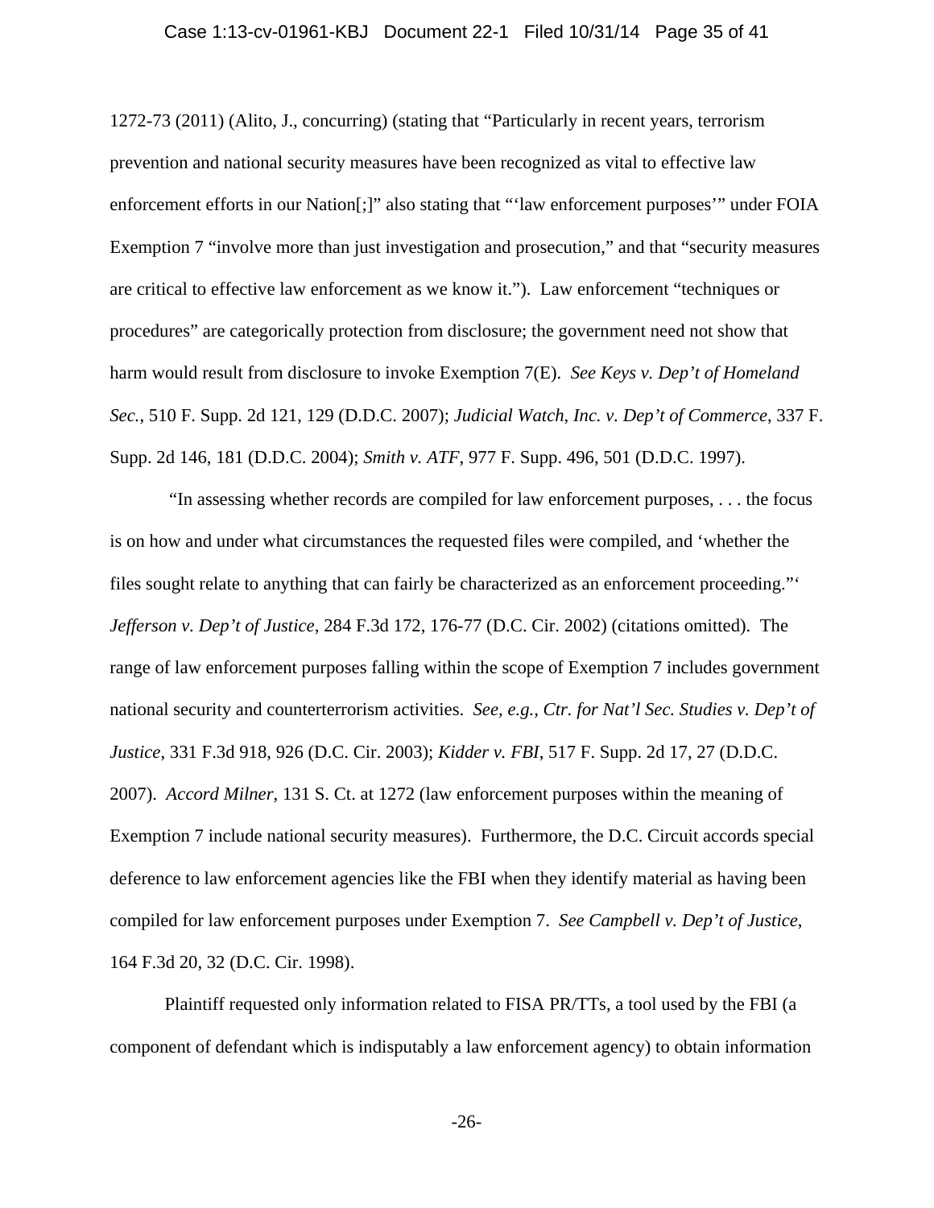1272-73 (2011) (Alito, J., concurring) (stating that "Particularly in recent years, terrorism prevention and national security measures have been recognized as vital to effective law enforcement efforts in our Nation[;]" also stating that "'law enforcement purposes'" under FOIA Exemption 7 "involve more than just investigation and prosecution," and that "security measures are critical to effective law enforcement as we know it."). Law enforcement "techniques or procedures" are categorically protection from disclosure; the government need not show that harm would result from disclosure to invoke Exemption 7(E). *See Keys v. Dep't of Homeland Sec.*, 510 F. Supp. 2d 121, 129 (D.D.C. 2007); *Judicial Watch, Inc. v. Dep't of Commerce*, 337 F. Supp. 2d 146, 181 (D.D.C. 2004); *Smith v. ATF*, 977 F. Supp. 496, 501 (D.D.C. 1997).

"In assessing whether records are compiled for law enforcement purposes, . . . the focus is on how and under what circumstances the requested files were compiled, and 'whether the files sought relate to anything that can fairly be characterized as an enforcement proceeding."' *Jefferson v. Dep't of Justice*, 284 F.3d 172, 176-77 (D.C. Cir. 2002) (citations omitted). The range of law enforcement purposes falling within the scope of Exemption 7 includes government national security and counterterrorism activities. *See, e.g., Ctr. for Nat'l Sec. Studies v. Dep't of Justice*, 331 F.3d 918, 926 (D.C. Cir. 2003); *Kidder v. FBI*, 517 F. Supp. 2d 17, 27 (D.D.C. 2007). *Accord Milner*, 131 S. Ct. at 1272 (law enforcement purposes within the meaning of Exemption 7 include national security measures). Furthermore, the D.C. Circuit accords special deference to law enforcement agencies like the FBI when they identify material as having been compiled for law enforcement purposes under Exemption 7. *See Campbell v. Dep't of Justice*, 164 F.3d 20, 32 (D.C. Cir. 1998).

Plaintiff requested only information related to FISA PR/TTs, a tool used by the FBI (a component of defendant which is indisputably a law enforcement agency) to obtain information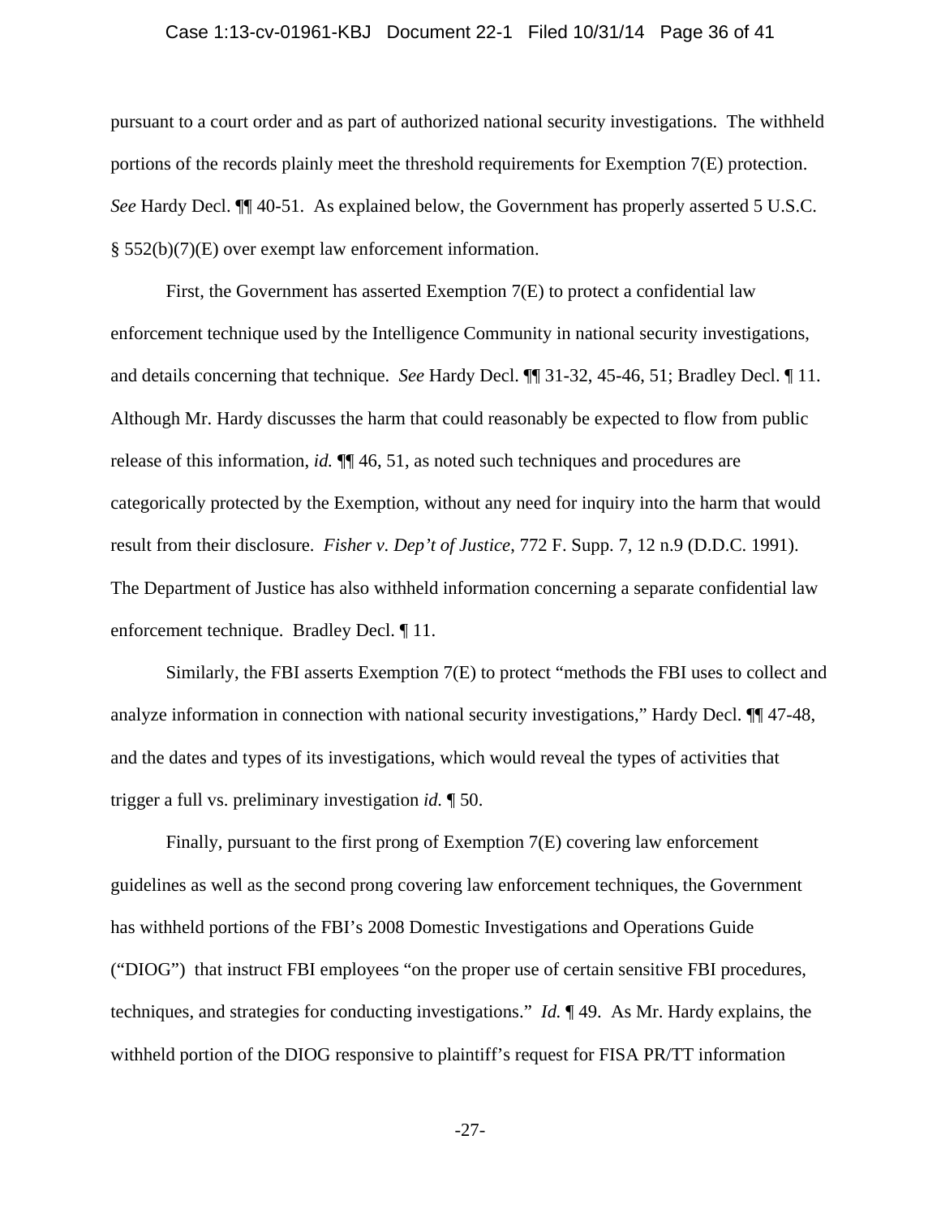pursuant to a court order and as part of authorized national security investigations. The withheld portions of the records plainly meet the threshold requirements for Exemption 7(E) protection. *See* Hardy Decl. ¶¶ 40-51. As explained below, the Government has properly asserted 5 U.S.C. § 552(b)(7)(E) over exempt law enforcement information.

First, the Government has asserted Exemption 7(E) to protect a confidential law enforcement technique used by the Intelligence Community in national security investigations, and details concerning that technique. *See* Hardy Decl. ¶¶ 31-32, 45-46, 51; Bradley Decl. ¶ 11. Although Mr. Hardy discusses the harm that could reasonably be expected to flow from public release of this information, *id.* ¶¶ 46, 51, as noted such techniques and procedures are categorically protected by the Exemption, without any need for inquiry into the harm that would result from their disclosure. *Fisher v. Dep't of Justice*, 772 F. Supp. 7, 12 n.9 (D.D.C. 1991). The Department of Justice has also withheld information concerning a separate confidential law enforcement technique. Bradley Decl. ¶ 11.

Similarly, the FBI asserts Exemption 7(E) to protect "methods the FBI uses to collect and analyze information in connection with national security investigations," Hardy Decl. ¶¶ 47-48, and the dates and types of its investigations, which would reveal the types of activities that trigger a full vs. preliminary investigation *id.* ¶ 50.

Finally, pursuant to the first prong of Exemption 7(E) covering law enforcement guidelines as well as the second prong covering law enforcement techniques, the Government has withheld portions of the FBI's 2008 Domestic Investigations and Operations Guide ("DIOG") that instruct FBI employees "on the proper use of certain sensitive FBI procedures, techniques, and strategies for conducting investigations." *Id.* ¶ 49. As Mr. Hardy explains, the withheld portion of the DIOG responsive to plaintiff's request for FISA PR/TT information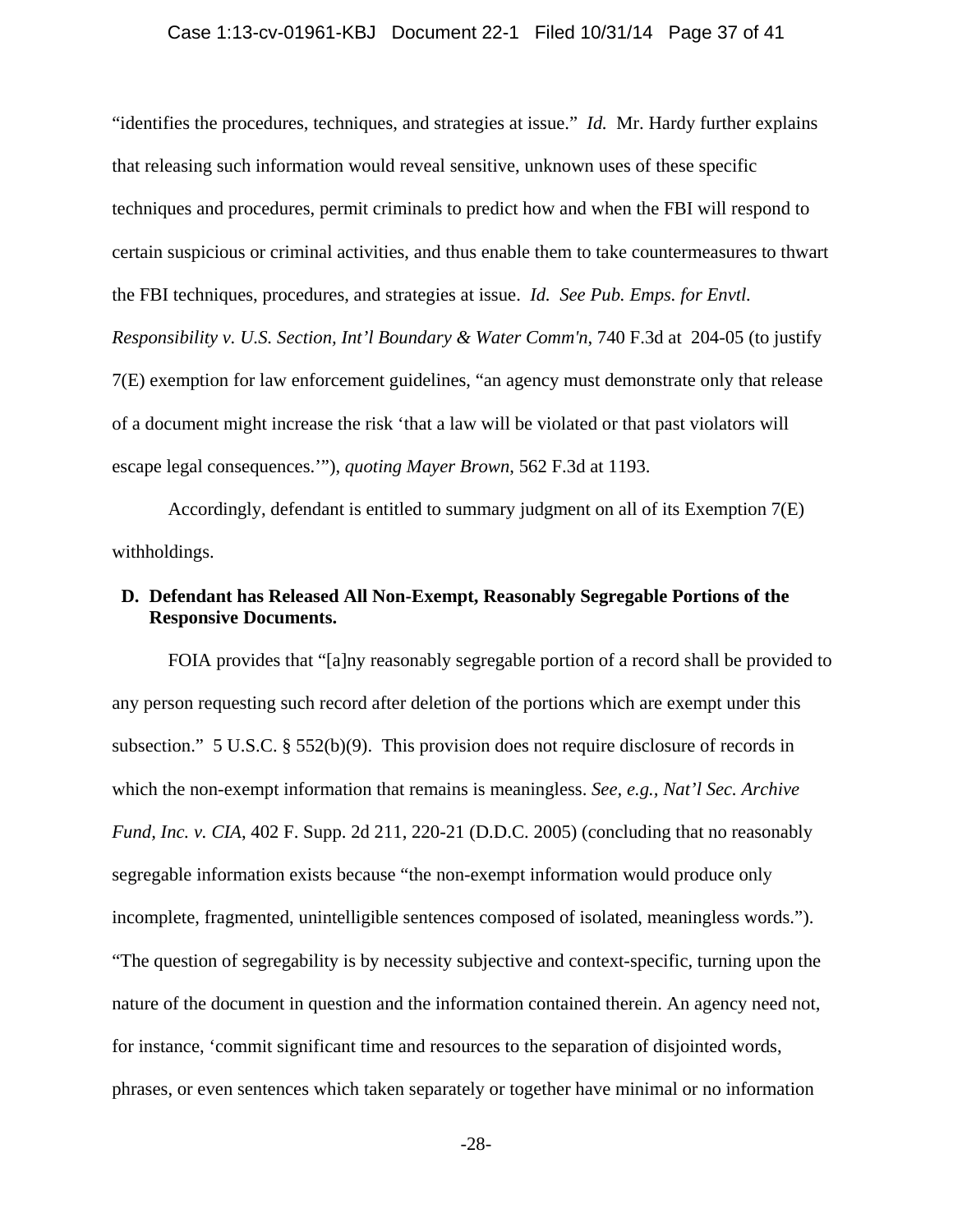"identifies the procedures, techniques, and strategies at issue." *Id.* Mr. Hardy further explains that releasing such information would reveal sensitive, unknown uses of these specific techniques and procedures, permit criminals to predict how and when the FBI will respond to certain suspicious or criminal activities, and thus enable them to take countermeasures to thwart the FBI techniques, procedures, and strategies at issue. *Id. See Pub. Emps. for Envtl. Responsibility v. U.S. Section, Int'l Boundary & Water Comm'n*, 740 F.3d at 204-05 (to justify 7(E) exemption for law enforcement guidelines, "an agency must demonstrate only that release of a document might increase the risk 'that a law will be violated or that past violators will escape legal consequences.'"), *quoting Mayer Brown*, 562 F.3d at 1193.

Accordingly, defendant is entitled to summary judgment on all of its Exemption 7(E) withholdings.

**D. Defendant has Released All Non-Exempt, Reasonably Segregable Portions of the Responsive Documents.**

FOIA provides that "[a]ny reasonably segregable portion of a record shall be provided to any person requesting such record after deletion of the portions which are exempt under this subsection." 5 U.S.C. § 552(b)(9). This provision does not require disclosure of records in which the non-exempt information that remains is meaningless. *See, e.g., Nat'l Sec. Archive Fund, Inc. v. CIA*, 402 F. Supp. 2d 211, 220-21 (D.D.C. 2005) (concluding that no reasonably segregable information exists because "the non-exempt information would produce only incomplete, fragmented, unintelligible sentences composed of isolated, meaningless words."). "The question of segregability is by necessity subjective and context-specific, turning upon the nature of the document in question and the information contained therein. An agency need not, for instance, 'commit significant time and resources to the separation of disjointed words, phrases, or even sentences which taken separately or together have minimal or no information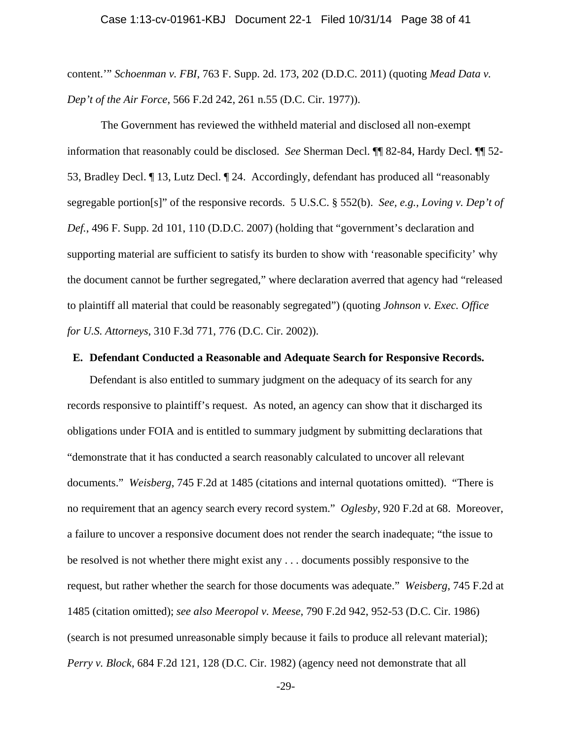content.'" *Schoenman v. FBI*, 763 F. Supp. 2d. 173, 202 (D.D.C. 2011) (quoting *Mead Data v. Dep't of the Air Force*, 566 F.2d 242, 261 n.55 (D.C. Cir. 1977)).

The Government has reviewed the withheld material and disclosed all non-exempt information that reasonably could be disclosed. *See* Sherman Decl. ¶¶ 82-84, Hardy Decl. ¶¶ 52-53, Bradley Decl. ¶ 13, Lutz Decl. ¶ 24. Accordingly, defendant has produced all "reasonably segregable portion[s]" of the responsive records. 5 U.S.C. § 552(b). *See, e.g., Loving v. Dep't of Def.*, 496 F. Supp. 2d 101, 110 (D.D.C. 2007) (holding that "government's declaration and supporting material are sufficient to satisfy its burden to show with 'reasonable specificity' why the document cannot be further segregated," where declaration averred that agency had "released to plaintiff all material that could be reasonably segregated") (quoting *Johnson v. Exec. Office for U.S. Attorneys*, 310 F.3d 771, 776 (D.C. Cir. 2002)).

### E. Defendant Conducted a Reasonable and Adequate Search for Responsive Records.

Defendant is also entitled to summary judgment on the adequacy of its search for any records responsive to plaintiff's request. As noted, an agency can show that it discharged its obligations under FOIA and is entitled to summary judgment by submitting declarations that "demonstrate that it has conducted a search reasonably calculated to uncover all relevant documents." *Weisberg*, 745 F.2d at 1485 (citations and internal quotations omitted). "There is no requirement that an agency search every record system." *Oglesby*, 920 F.2d at 68. Moreover, a failure to uncover a responsive document does not render the search inadequate; "the issue to be resolved is not whether there might exist any . . . documents possibly responsive to the request, but rather whether the search for those documents was adequate." *Weisberg*, 745 F.2d at 1485 (citation omitted); *see also Meeropol v. Meese*, 790 F.2d 942, 952-53 (D.C. Cir. 1986) (search is not presumed unreasonable simply because it fails to produce all relevant material); *Perry v. Block*, 684 F.2d 121, 128 (D.C. Cir. 1982) (agency need not demonstrate that all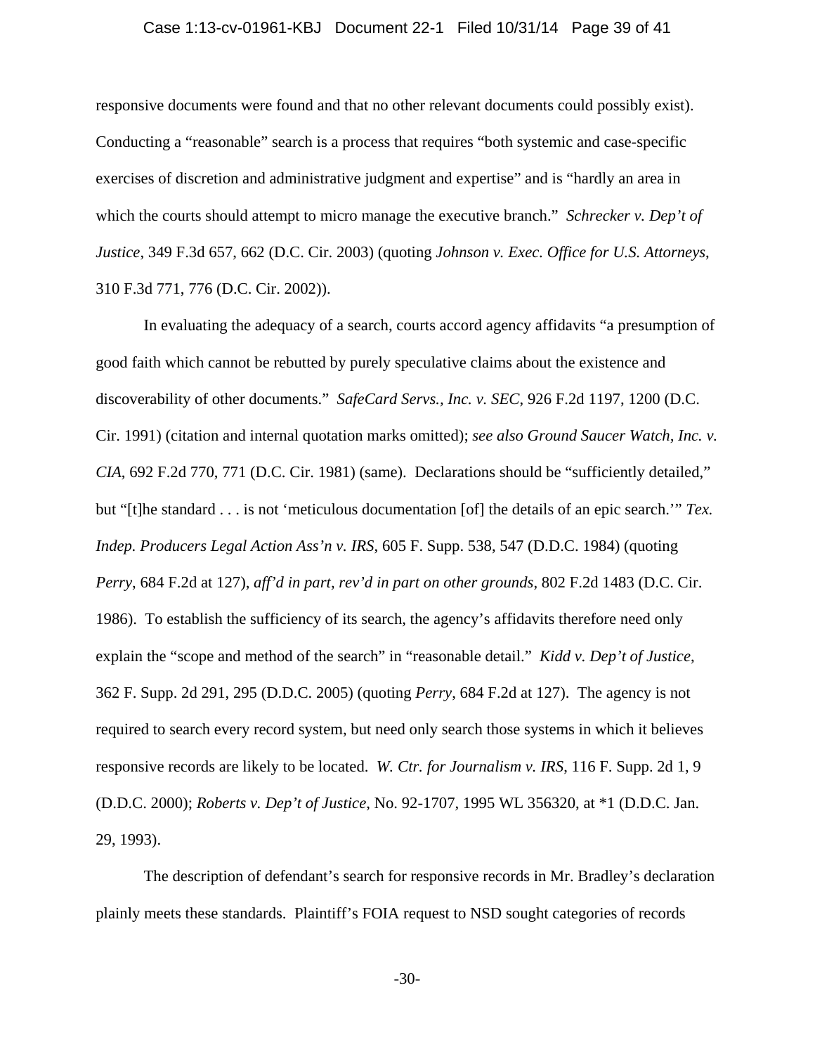responsive documents were found and that no other relevant documents could possibly exist). Conducting a "reasonable" search is a process that requires "both systemic and case-specific exercises of discretion and administrative judgment and expertise" and is "hardly an area in which the courts should attempt to micro manage the executive branch." *Schrecker v. Dep't of Justice*, 349 F.3d 657, 662 (D.C. Cir. 2003) (quoting *Johnson v. Exec. Office for U.S. Attorneys*, 310 F.3d 771, 776 (D.C. Cir. 2002)).

In evaluating the adequacy of a search, courts accord agency affidavits "a presumption of good faith which cannot be rebutted by purely speculative claims about the existence and discoverability of other documents." *SafeCard Servs., Inc. v. SEC*, 926 F.2d 1197, 1200 (D.C. Cir. 1991) (citation and internal quotation marks omitted); *see also Ground Saucer Watch, Inc. v. CIA*, 692 F.2d 770, 771 (D.C. Cir. 1981) (same). Declarations should be "sufficiently detailed," but "[t]he standard . . . is not 'meticulous documentation [of] the details of an epic search.'" *Tex. Indep. Producers Legal Action Ass'n v. IRS*, 605 F. Supp. 538, 547 (D.D.C. 1984) (quoting *Perry*, 684 F.2d at 127), *aff'd in part, rev'd in part on other grounds*, 802 F.2d 1483 (D.C. Cir. 1986). To establish the sufficiency of its search, the agency's affidavits therefore need only explain the "scope and method of the search" in "reasonable detail." *Kidd v. Dep't of Justice*, 362 F. Supp. 2d 291, 295 (D.D.C. 2005) (quoting *Perry*, 684 F.2d at 127). The agency is not required to search every record system, but need only search those systems in which it believes responsive records are likely to be located. *W. Ctr. for Journalism v. IRS*, 116 F. Supp. 2d 1, 9 (D.D.C. 2000); *Roberts v. Dep't of Justice*, No. 92-1707, 1995 WL 356320, at *1 (D.D.C. Jan. 29, 1993).

The description of defendant's search for responsive records in Mr. Bradley's declaration plainly meets these standards. Plaintiff's FOIA request to NSD sought categories of records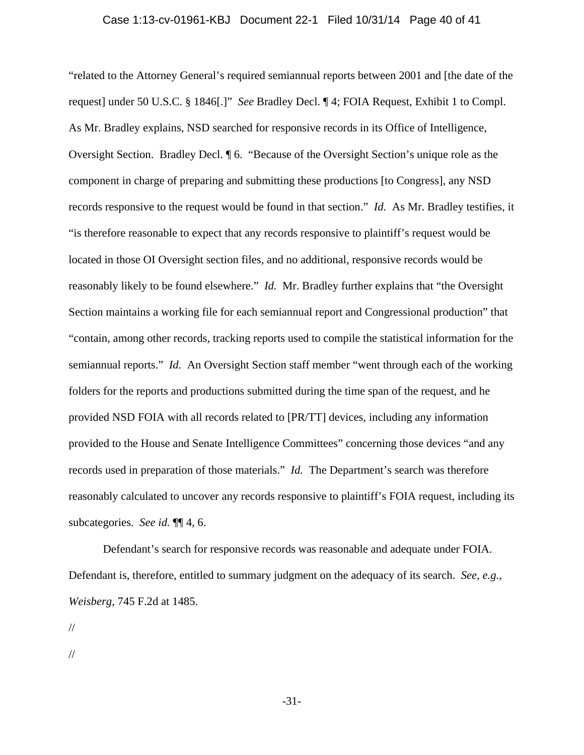"related to the Attorney General's required semiannual reports between 2001 and [the date of the request] under 50 U.S.C. § 1846[.]" *See* Bradley Decl. ¶ 4; FOIA Request, Exhibit 1 to Compl. As Mr. Bradley explains, NSD searched for responsive records in its Office of Intelligence, Oversight Section. Bradley Decl. ¶ 6. "Because of the Oversight Section's unique role as the component in charge of preparing and submitting these productions [to Congress], any NSD records responsive to the request would be found in that section." *Id.* As Mr. Bradley testifies, it "is therefore reasonable to expect that any records responsive to plaintiff's request would be located in those OI Oversight section files, and no additional, responsive records would be reasonably likely to be found elsewhere." *Id.* Mr. Bradley further explains that "the Oversight Section maintains a working file for each semiannual report and Congressional production" that "contain, among other records, tracking reports used to compile the statistical information for the semiannual reports." *Id.* An Oversight Section staff member "went through each of the working folders for the reports and productions submitted during the time span of the request, and he provided NSD FOIA with all records related to [PR/TT] devices, including any information provided to the House and Senate Intelligence Committees" concerning those devices "and any records used in preparation of those materials." *Id.* The Department's search was therefore reasonably calculated to uncover any records responsive to plaintiff's FOIA request, including its subcategories. *See id.* ¶¶ 4, 6.

Defendant's search for responsive records was reasonable and adequate under FOIA. Defendant is, therefore, entitled to summary judgment on the adequacy of its search. *See, e.g.*, *Weisberg*, 745 F.2d at 1485.

//

//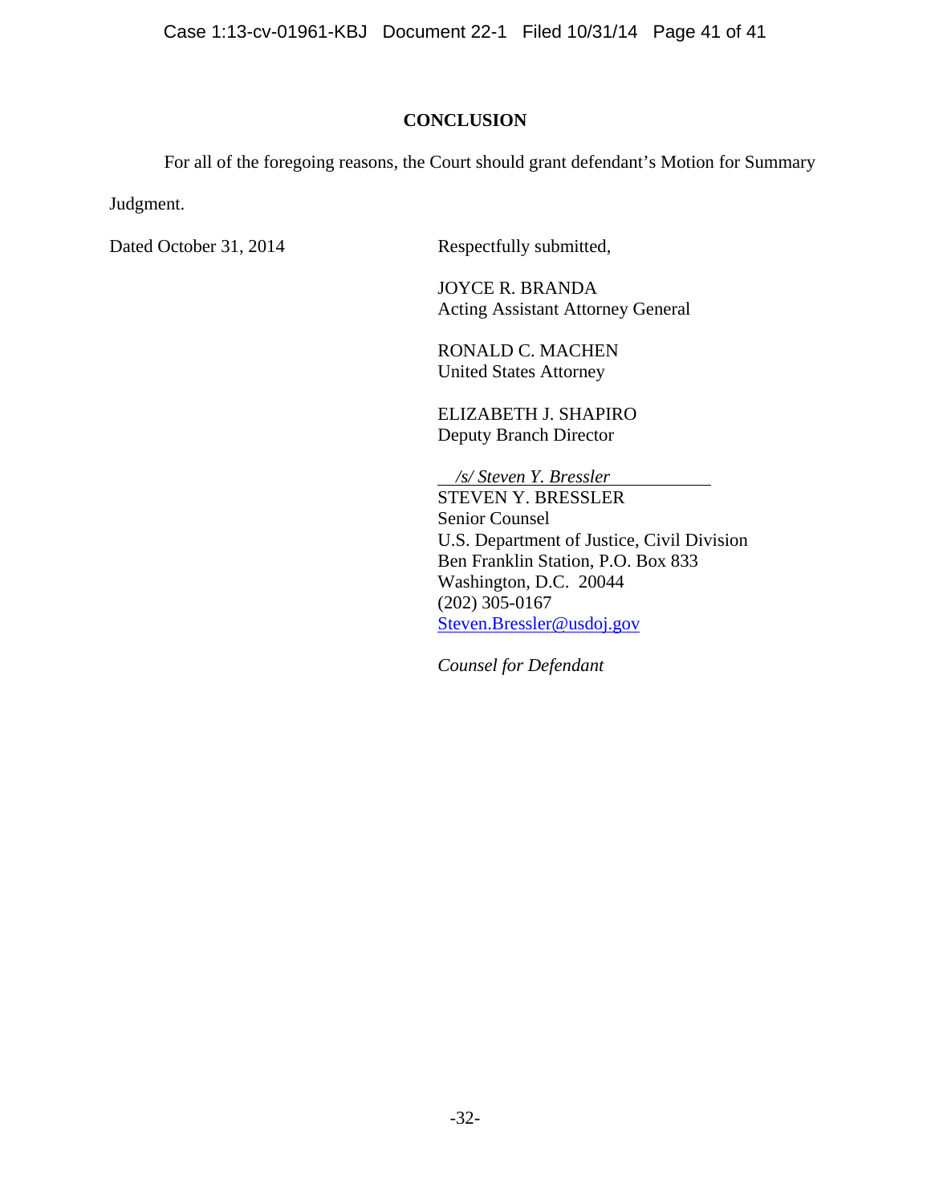## CONCLUSION

For all of the foregoing reasons, the Court should grant defendant's Motion for Summary Judgment.

Dated October 31, 2014

Respectfully submitted,

JOYCE R. BRANDA
Acting Assistant Attorney General

RONALD C. MACHEN
United States Attorney

ELIZABETH J. SHAPIRO
Deputy Branch Director

*/s/ Steven Y. Bressler*
STEVEN Y. BRESSLER
Senior Counsel
U.S. Department of Justice, Civil Division
Ben Franklin Station, P.O. Box 833
Washington, D.C. 20044
(202) 305-0167
Steven.Bressler@usdoj.gov

*Counsel for Defendant*